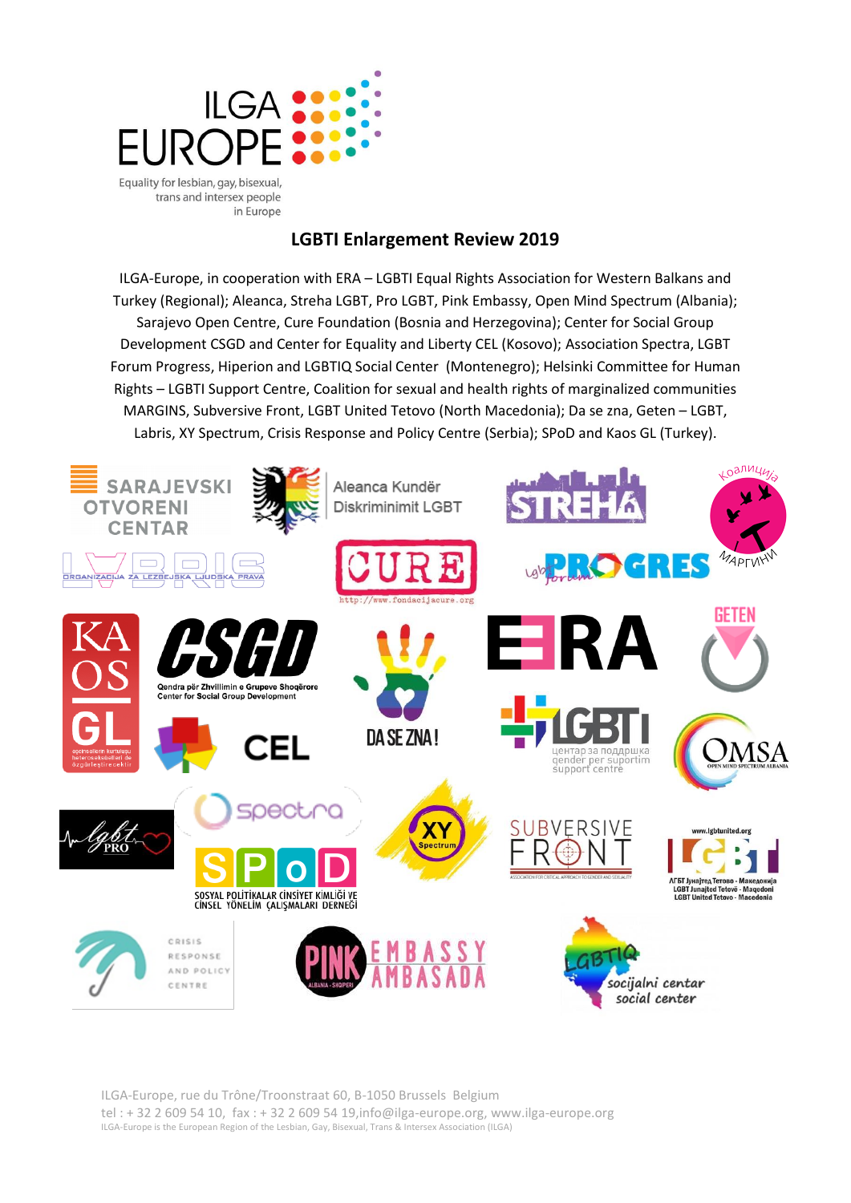ILGA EUROPE

Equality for lesbian, gay, bisexual, trans and intersex people in Europe

# LGBTI Enlargement Review 2019

ILGA-Europe, in cooperation with ERA – LGBTI Equal Rights Association for Western Balkans and Turkey (Regional); Aleanca, Streha LGBT, Pro LGBT, Pink Embassy, Open Mind Spectrum (Albania); Sarajevo Open Centre, Cure Foundation (Bosnia and Herzegovina); Center for Social Group Development CSGD and Center for Equality and Liberty CEL (Kosovo); Association Spectra, LGBT Forum Progress, Hiperion and LGBTIQ Social Center (Montenegro); Helsinki Committee for Human Rights – LGBTI Support Centre, Coalition for sexual and health rights of marginalized communities MARGINS, Subversive Front, LGBT United Tetovo (North Macedonia); Da se zna, Geten – LGBT, Labris, XY Spectrum, Crisis Response and Policy Centre (Serbia); SPoD and Kaos GL (Turkey).

ILGA-Europe, rue du Trône/Troonstraat 60, B-1050 Brussels Belgium
tel : + 32 2 609 54 10, fax : + 32 2 609 54 19,info@ilga-europe.org, www.ilga-europe.org
ILGA-Europe is the European Region of the Lesbian, Gay, Bisexual, Trans & Intersex Association (ILGA)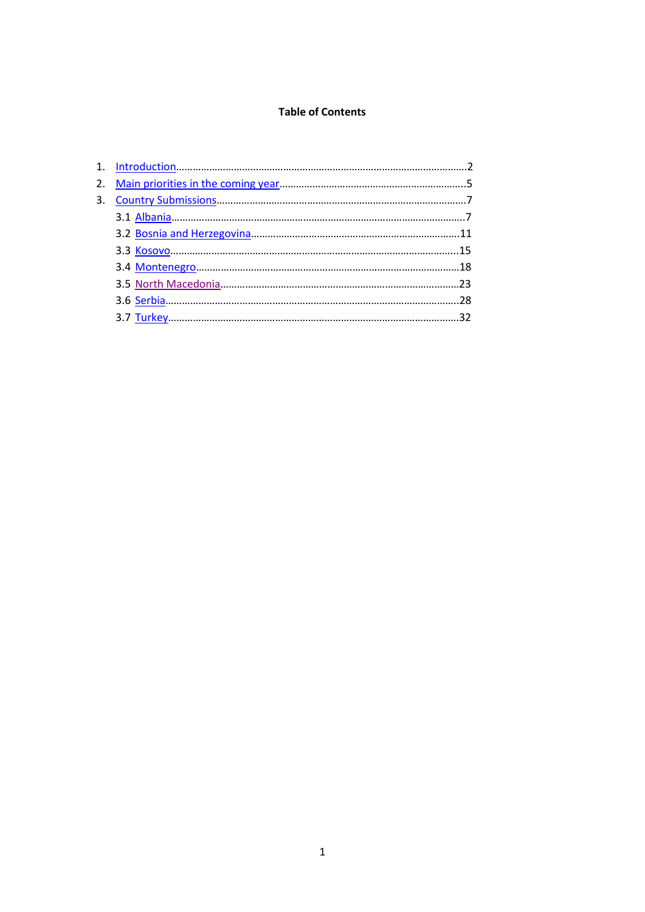**Table of Contents**

1. Introduction........................................................................................................2
2. Main priorities in the coming year..................................................................5
3. Country Submissions.........................................................................................7
   - 3.1 Albania........................................................................................................7
   - 3.2 Bosnia and Herzegovina..........................................................................11
   - 3.3 Kosovo.......................................................................................................15
   - 3.4 Montenegro...............................................................................................18
   - 3.5 North Macedonia.......................................................................................23
   - 3.6 Serbia.........................................................................................................28
   - 3.7 Turkey........................................................................................................32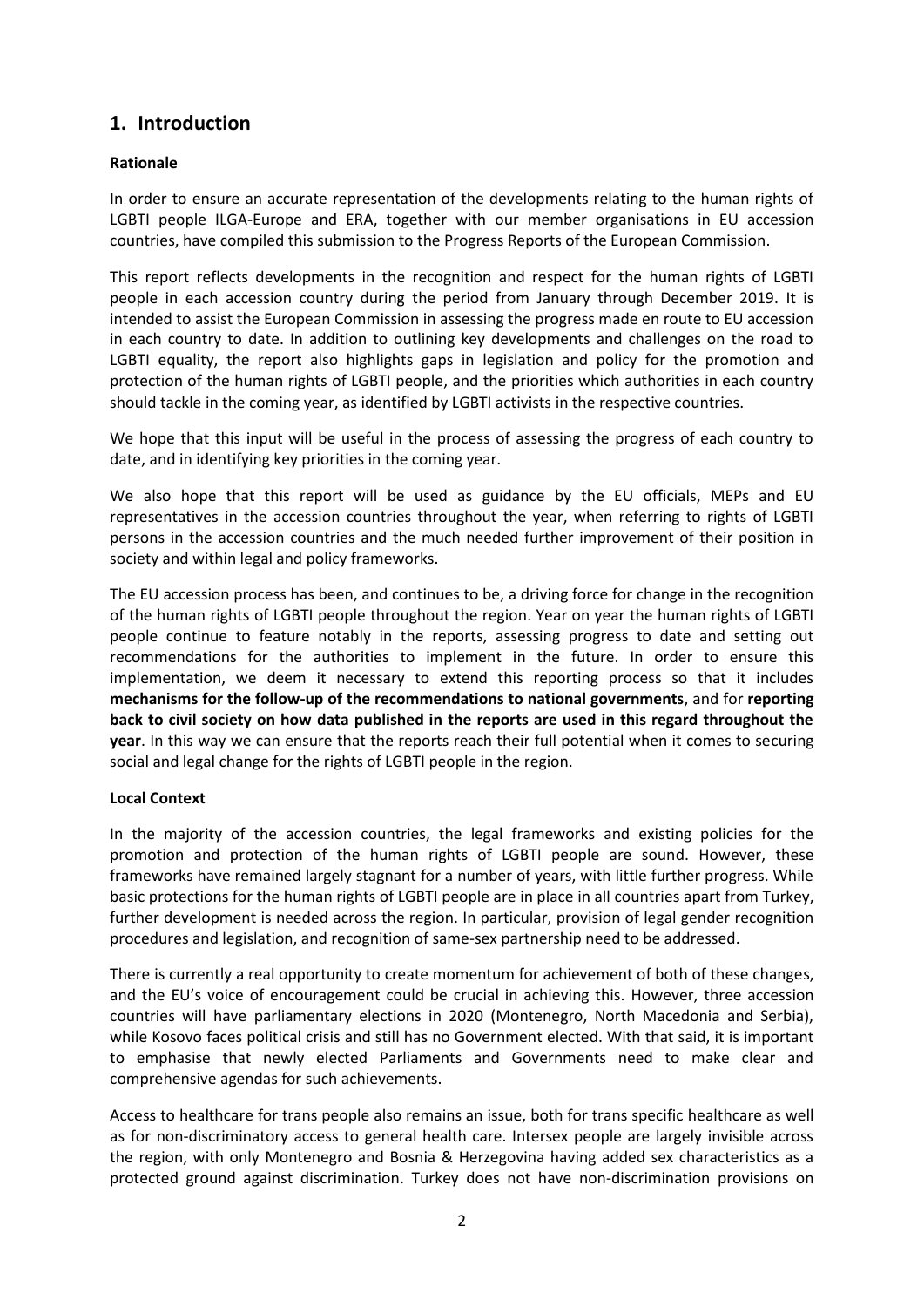## 1. Introduction

**Rationale**

In order to ensure an accurate representation of the developments relating to the human rights of LGBTI people ILGA-Europe and ERA, together with our member organisations in EU accession countries, have compiled this submission to the Progress Reports of the European Commission.

This report reflects developments in the recognition and respect for the human rights of LGBTI people in each accession country during the period from January through December 2019. It is intended to assist the European Commission in assessing the progress made en route to EU accession in each country to date. In addition to outlining key developments and challenges on the road to LGBTI equality, the report also highlights gaps in legislation and policy for the promotion and protection of the human rights of LGBTI people, and the priorities which authorities in each country should tackle in the coming year, as identified by LGBTI activists in the respective countries.

We hope that this input will be useful in the process of assessing the progress of each country to date, and in identifying key priorities in the coming year.

We also hope that this report will be used as guidance by the EU officials, MEPs and EU representatives in the accession countries throughout the year, when referring to rights of LGBTI persons in the accession countries and the much needed further improvement of their position in society and within legal and policy frameworks.

The EU accession process has been, and continues to be, a driving force for change in the recognition of the human rights of LGBTI people throughout the region. Year on year the human rights of LGBTI people continue to feature notably in the reports, assessing progress to date and setting out recommendations for the authorities to implement in the future. In order to ensure this implementation, we deem it necessary to extend this reporting process so that it includes **mechanisms for the follow-up of the recommendations to national governments**, and for **reporting back to civil society on how data published in the reports are used in this regard throughout the year**. In this way we can ensure that the reports reach their full potential when it comes to securing social and legal change for the rights of LGBTI people in the region.

**Local Context**

In the majority of the accession countries, the legal frameworks and existing policies for the promotion and protection of the human rights of LGBTI people are sound. However, these frameworks have remained largely stagnant for a number of years, with little further progress. While basic protections for the human rights of LGBTI people are in place in all countries apart from Turkey, further development is needed across the region. In particular, provision of legal gender recognition procedures and legislation, and recognition of same-sex partnership need to be addressed.

There is currently a real opportunity to create momentum for achievement of both of these changes, and the EU's voice of encouragement could be crucial in achieving this. However, three accession countries will have parliamentary elections in 2020 (Montenegro, North Macedonia and Serbia), while Kosovo faces political crisis and still has no Government elected. With that said, it is important to emphasise that newly elected Parliaments and Governments need to make clear and comprehensive agendas for such achievements.

Access to healthcare for trans people also remains an issue, both for trans specific healthcare as well as for non-discriminatory access to general health care. Intersex people are largely invisible across the region, with only Montenegro and Bosnia & Herzegovina having added sex characteristics as a protected ground against discrimination. Turkey does not have non-discrimination provisions on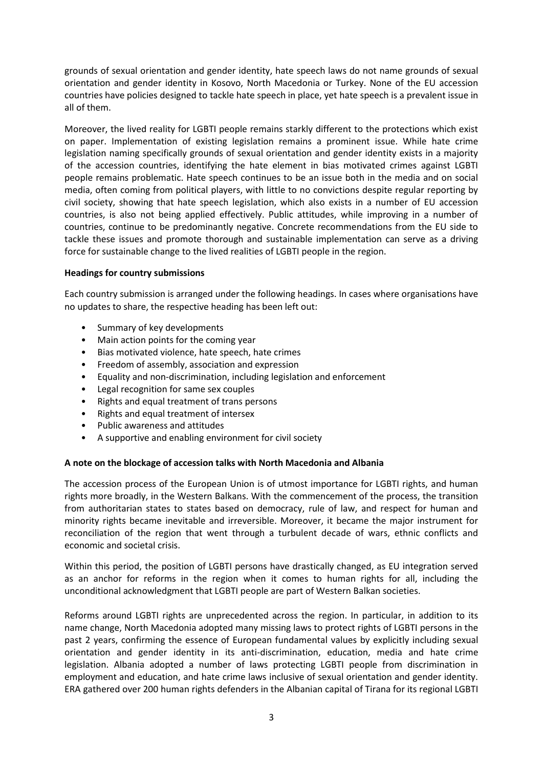grounds of sexual orientation and gender identity, hate speech laws do not name grounds of sexual orientation and gender identity in Kosovo, North Macedonia or Turkey. None of the EU accession countries have policies designed to tackle hate speech in place, yet hate speech is a prevalent issue in all of them.

Moreover, the lived reality for LGBTI people remains starkly different to the protections which exist on paper. Implementation of existing legislation remains a prominent issue. While hate crime legislation naming specifically grounds of sexual orientation and gender identity exists in a majority of the accession countries, identifying the hate element in bias motivated crimes against LGBTI people remains problematic. Hate speech continues to be an issue both in the media and on social media, often coming from political players, with little to no convictions despite regular reporting by civil society, showing that hate speech legislation, which also exists in a number of EU accession countries, is also not being applied effectively. Public attitudes, while improving in a number of countries, continue to be predominantly negative. Concrete recommendations from the EU side to tackle these issues and promote thorough and sustainable implementation can serve as a driving force for sustainable change to the lived realities of LGBTI people in the region.

**Headings for country submissions**

Each country submission is arranged under the following headings. In cases where organisations have no updates to share, the respective heading has been left out:

- Summary of key developments
- Main action points for the coming year
- Bias motivated violence, hate speech, hate crimes
- Freedom of assembly, association and expression
- Equality and non-discrimination, including legislation and enforcement
- Legal recognition for same sex couples
- Rights and equal treatment of trans persons
- Rights and equal treatment of intersex
- Public awareness and attitudes
- A supportive and enabling environment for civil society

**A note on the blockage of accession talks with North Macedonia and Albania**

The accession process of the European Union is of utmost importance for LGBTI rights, and human rights more broadly, in the Western Balkans. With the commencement of the process, the transition from authoritarian states to states based on democracy, rule of law, and respect for human and minority rights became inevitable and irreversible. Moreover, it became the major instrument for reconciliation of the region that went through a turbulent decade of wars, ethnic conflicts and economic and societal crisis.

Within this period, the position of LGBTI persons have drastically changed, as EU integration served as an anchor for reforms in the region when it comes to human rights for all, including the unconditional acknowledgment that LGBTI people are part of Western Balkan societies.

Reforms around LGBTI rights are unprecedented across the region. In particular, in addition to its name change, North Macedonia adopted many missing laws to protect rights of LGBTI persons in the past 2 years, confirming the essence of European fundamental values by explicitly including sexual orientation and gender identity in its anti-discrimination, education, media and hate crime legislation. Albania adopted a number of laws protecting LGBTI people from discrimination in employment and education, and hate crime laws inclusive of sexual orientation and gender identity. ERA gathered over 200 human rights defenders in the Albanian capital of Tirana for its regional LGBTI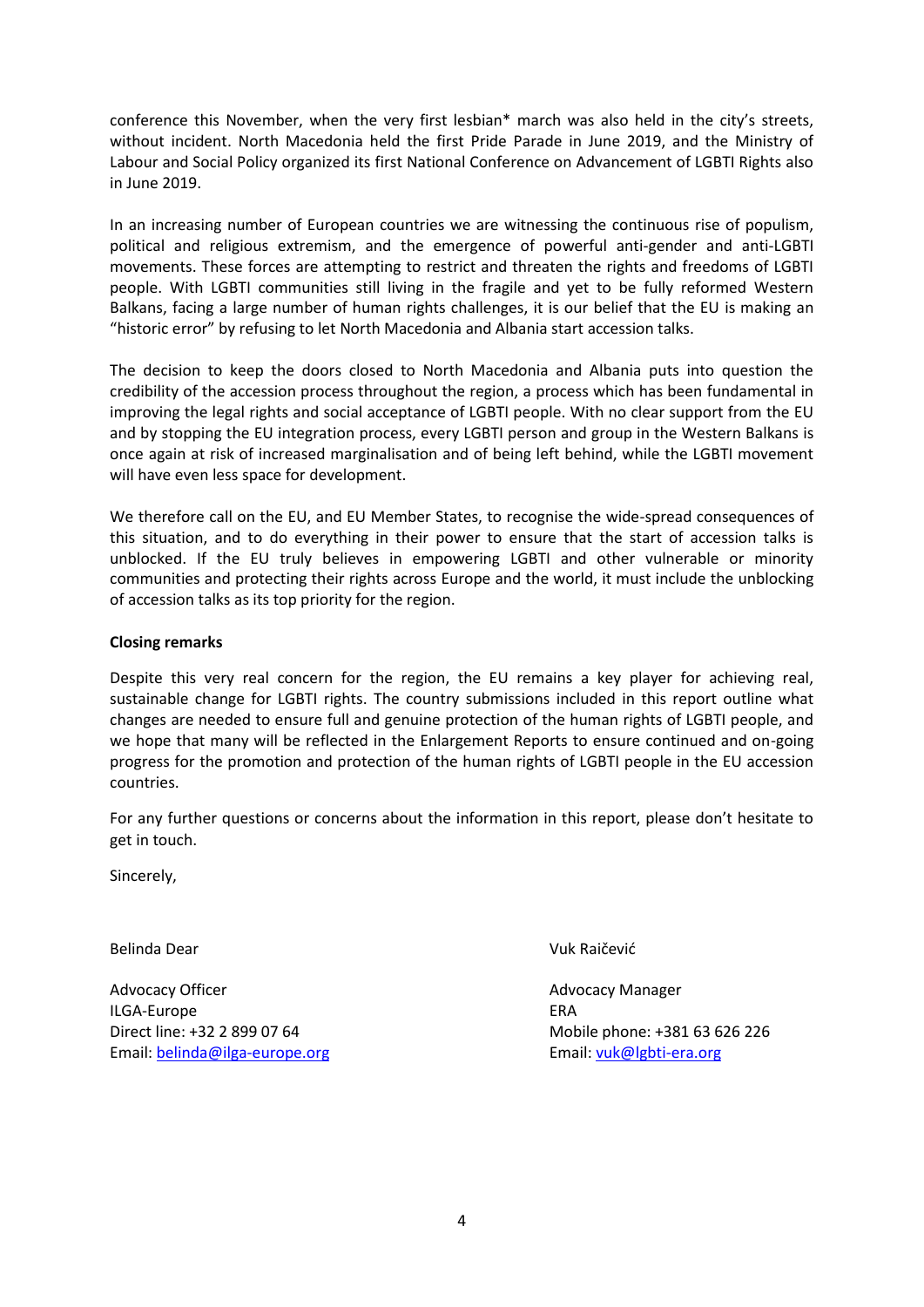conference this November, when the very first lesbian* march was also held in the city's streets, without incident. North Macedonia held the first Pride Parade in June 2019, and the Ministry of Labour and Social Policy organized its first National Conference on Advancement of LGBTI Rights also in June 2019.

In an increasing number of European countries we are witnessing the continuous rise of populism, political and religious extremism, and the emergence of powerful anti-gender and anti-LGBTI movements. These forces are attempting to restrict and threaten the rights and freedoms of LGBTI people. With LGBTI communities still living in the fragile and yet to be fully reformed Western Balkans, facing a large number of human rights challenges, it is our belief that the EU is making an "historic error" by refusing to let North Macedonia and Albania start accession talks.

The decision to keep the doors closed to North Macedonia and Albania puts into question the credibility of the accession process throughout the region, a process which has been fundamental in improving the legal rights and social acceptance of LGBTI people. With no clear support from the EU and by stopping the EU integration process, every LGBTI person and group in the Western Balkans is once again at risk of increased marginalisation and of being left behind, while the LGBTI movement will have even less space for development.

We therefore call on the EU, and EU Member States, to recognise the wide-spread consequences of this situation, and to do everything in their power to ensure that the start of accession talks is unblocked. If the EU truly believes in empowering LGBTI and other vulnerable or minority communities and protecting their rights across Europe and the world, it must include the unblocking of accession talks as its top priority for the region.

**Closing remarks**

Despite this very real concern for the region, the EU remains a key player for achieving real, sustainable change for LGBTI rights. The country submissions included in this report outline what changes are needed to ensure full and genuine protection of the human rights of LGBTI people, and we hope that many will be reflected in the Enlargement Reports to ensure continued and on-going progress for the promotion and protection of the human rights of LGBTI people in the EU accession countries.

For any further questions or concerns about the information in this report, please don't hesitate to get in touch.

Sincerely,

Belinda Dear

Advocacy Officer
ILGA-Europe
Direct line: +32 2 899 07 64
Email: belinda@ilga-europe.org

Vuk Raičević

Advocacy Manager
ERA
Mobile phone: +381 63 626 226
Email: vuk@lgbti-era.org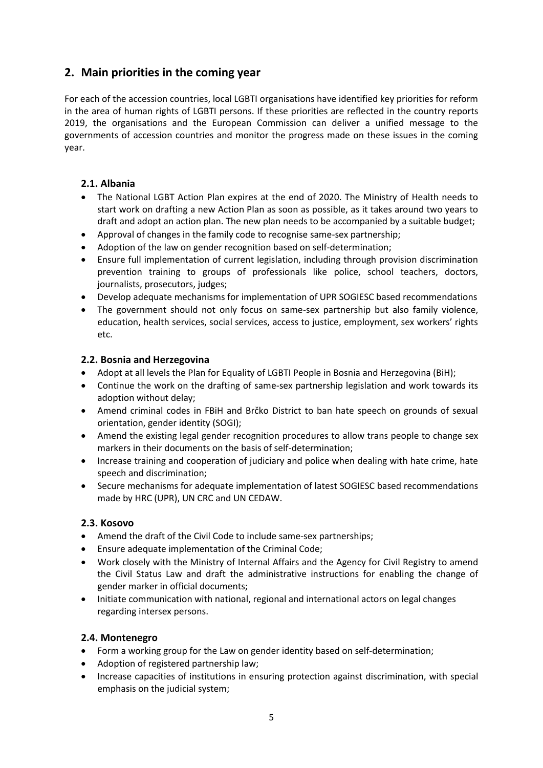## 2. Main priorities in the coming year

For each of the accession countries, local LGBTI organisations have identified key priorities for reform in the area of human rights of LGBTI persons. If these priorities are reflected in the country reports 2019, the organisations and the European Commission can deliver a unified message to the governments of accession countries and monitor the progress made on these issues in the coming year.

### 2.1. Albania

- The National LGBT Action Plan expires at the end of 2020. The Ministry of Health needs to start work on drafting a new Action Plan as soon as possible, as it takes around two years to draft and adopt an action plan. The new plan needs to be accompanied by a suitable budget;
- Approval of changes in the family code to recognise same-sex partnership;
- Adoption of the law on gender recognition based on self-determination;
- Ensure full implementation of current legislation, including through provision discrimination prevention training to groups of professionals like police, school teachers, doctors, journalists, prosecutors, judges;
- Develop adequate mechanisms for implementation of UPR SOGIESC based recommendations
- The government should not only focus on same-sex partnership but also family violence, education, health services, social services, access to justice, employment, sex workers' rights etc.

### 2.2. Bosnia and Herzegovina

- Adopt at all levels the Plan for Equality of LGBTI People in Bosnia and Herzegovina (BiH);
- Continue the work on the drafting of same-sex partnership legislation and work towards its adoption without delay;
- Amend criminal codes in FBiH and Brčko District to ban hate speech on grounds of sexual orientation, gender identity (SOGI);
- Amend the existing legal gender recognition procedures to allow trans people to change sex markers in their documents on the basis of self-determination;
- Increase training and cooperation of judiciary and police when dealing with hate crime, hate speech and discrimination;
- Secure mechanisms for adequate implementation of latest SOGIESC based recommendations made by HRC (UPR), UN CRC and UN CEDAW.

### 2.3. Kosovo

- Amend the draft of the Civil Code to include same-sex partnerships;
- Ensure adequate implementation of the Criminal Code;
- Work closely with the Ministry of Internal Affairs and the Agency for Civil Registry to amend the Civil Status Law and draft the administrative instructions for enabling the change of gender marker in official documents;
- Initiate communication with national, regional and international actors on legal changes regarding intersex persons.

### 2.4. Montenegro

- Form a working group for the Law on gender identity based on self-determination;
- Adoption of registered partnership law;
- Increase capacities of institutions in ensuring protection against discrimination, with special emphasis on the judicial system;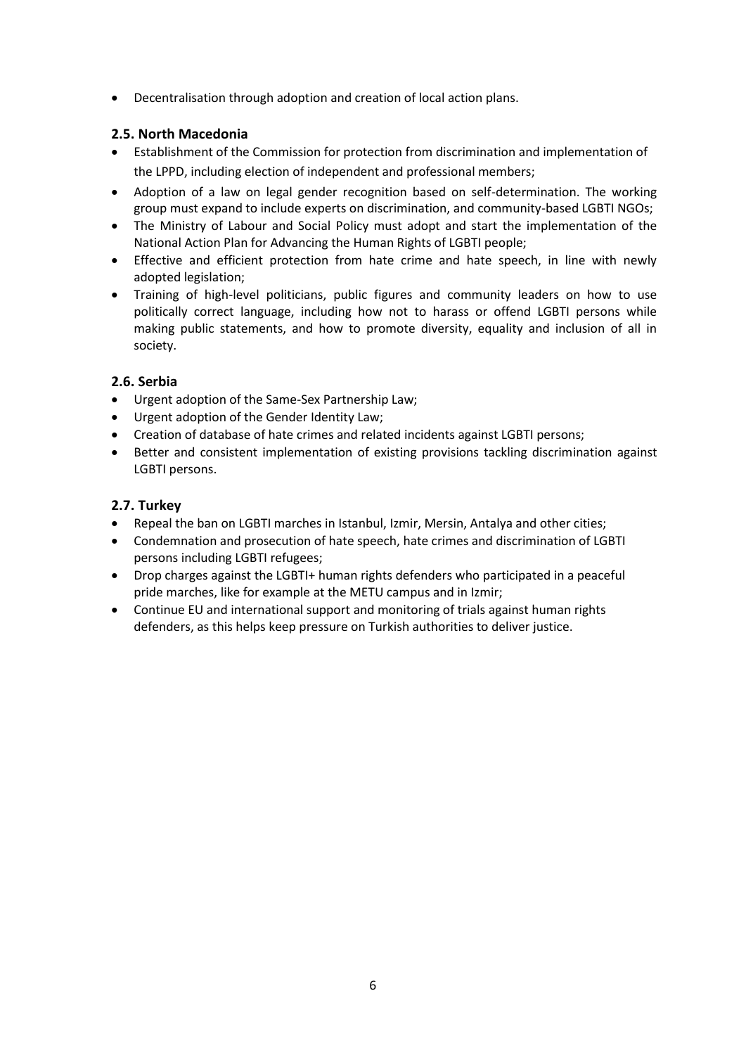- Decentralisation through adoption and creation of local action plans.

### 2.5. North Macedonia

- Establishment of the Commission for protection from discrimination and implementation of the LPPD, including election of independent and professional members;
- Adoption of a law on legal gender recognition based on self-determination. The working group must expand to include experts on discrimination, and community-based LGBTI NGOs;
- The Ministry of Labour and Social Policy must adopt and start the implementation of the National Action Plan for Advancing the Human Rights of LGBTI people;
- Effective and efficient protection from hate crime and hate speech, in line with newly adopted legislation;
- Training of high-level politicians, public figures and community leaders on how to use politically correct language, including how not to harass or offend LGBTI persons while making public statements, and how to promote diversity, equality and inclusion of all in society.

### 2.6. Serbia

- Urgent adoption of the Same-Sex Partnership Law;
- Urgent adoption of the Gender Identity Law;
- Creation of database of hate crimes and related incidents against LGBTI persons;
- Better and consistent implementation of existing provisions tackling discrimination against LGBTI persons.

### 2.7. Turkey

- Repeal the ban on LGBTI marches in Istanbul, Izmir, Mersin, Antalya and other cities;
- Condemnation and prosecution of hate speech, hate crimes and discrimination of LGBTI persons including LGBTI refugees;
- Drop charges against the LGBTI+ human rights defenders who participated in a peaceful pride marches, like for example at the METU campus and in Izmir;
- Continue EU and international support and monitoring of trials against human rights defenders, as this helps keep pressure on Turkish authorities to deliver justice.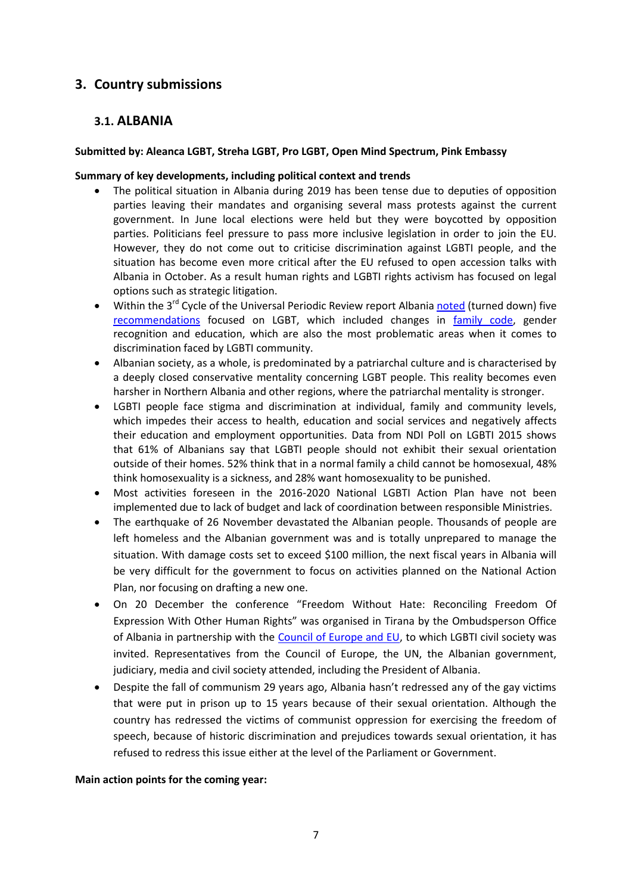## 3. Country submissions

### 3.1. ALBANIA

**Submitted by: Aleanca LGBT, Streha LGBT, Pro LGBT, Open Mind Spectrum, Pink Embassy**

**Summary of key developments, including political context and trends**

- The political situation in Albania during 2019 has been tense due to deputies of opposition parties leaving their mandates and organising several mass protests against the current government. In June local elections were held but they were boycotted by opposition parties. Politicians feel pressure to pass more inclusive legislation in order to join the EU. However, they do not come out to criticise discrimination against LGBTI people, and the situation has become even more critical after the EU refused to open accession talks with Albania in October. As a result human rights and LGBTI rights activism has focused on legal options such as strategic litigation.
- Within the 3rd Cycle of the Universal Periodic Review report Albania noted (turned down) five recommendations focused on LGBT, which included changes in family code, gender recognition and education, which are also the most problematic areas when it comes to discrimination faced by LGBTI community.
- Albanian society, as a whole, is predominated by a patriarchal culture and is characterised by a deeply closed conservative mentality concerning LGBT people. This reality becomes even harsher in Northern Albania and other regions, where the patriarchal mentality is stronger.
- LGBTI people face stigma and discrimination at individual, family and community levels, which impedes their access to health, education and social services and negatively affects their education and employment opportunities. Data from NDI Poll on LGBTI 2015 shows that 61% of Albanians say that LGBTI people should not exhibit their sexual orientation outside of their homes. 52% think that in a normal family a child cannot be homosexual, 48% think homosexuality is a sickness, and 28% want homosexuality to be punished.
- Most activities foreseen in the 2016-2020 National LGBTI Action Plan have not been implemented due to lack of budget and lack of coordination between responsible Ministries.
- The earthquake of 26 November devastated the Albanian people. Thousands of people are left homeless and the Albanian government was and is totally unprepared to manage the situation. With damage costs set to exceed $100 million, the next fiscal years in Albania will be very difficult for the government to focus on activities planned on the National Action Plan, nor focusing on drafting a new one.
- On 20 December the conference "Freedom Without Hate: Reconciling Freedom Of Expression With Other Human Rights" was organised in Tirana by the Ombudsperson Office of Albania in partnership with the Council of Europe and EU, to which LGBTI civil society was invited. Representatives from the Council of Europe, the UN, the Albanian government, judiciary, media and civil society attended, including the President of Albania.
- Despite the fall of communism 29 years ago, Albania hasn't redressed any of the gay victims that were put in prison up to 15 years because of their sexual orientation. Although the country has redressed the victims of communist oppression for exercising the freedom of speech, because of historic discrimination and prejudices towards sexual orientation, it has refused to redress this issue either at the level of the Parliament or Government.

**Main action points for the coming year:**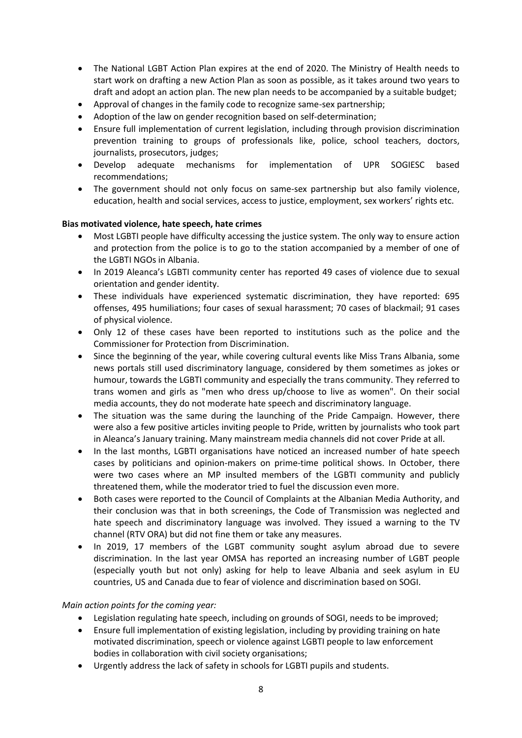- The National LGBT Action Plan expires at the end of 2020. The Ministry of Health needs to start work on drafting a new Action Plan as soon as possible, as it takes around two years to draft and adopt an action plan. The new plan needs to be accompanied by a suitable budget;
- Approval of changes in the family code to recognize same-sex partnership;
- Adoption of the law on gender recognition based on self-determination;
- Ensure full implementation of current legislation, including through provision discrimination prevention training to groups of professionals like, police, school teachers, doctors, journalists, prosecutors, judges;
- Develop adequate mechanisms for implementation of UPR SOGIESC based recommendations;
- The government should not only focus on same-sex partnership but also family violence, education, health and social services, access to justice, employment, sex workers' rights etc.

**Bias motivated violence, hate speech, hate crimes**

- Most LGBTI people have difficulty accessing the justice system. The only way to ensure action and protection from the police is to go to the station accompanied by a member of one of the LGBTI NGOs in Albania.
- In 2019 Aleanca's LGBTI community center has reported 49 cases of violence due to sexual orientation and gender identity.
- These individuals have experienced systematic discrimination, they have reported: 695 offenses, 495 humiliations; four cases of sexual harassment; 70 cases of blackmail; 91 cases of physical violence.
- Only 12 of these cases have been reported to institutions such as the police and the Commissioner for Protection from Discrimination.
- Since the beginning of the year, while covering cultural events like Miss Trans Albania, some news portals still used discriminatory language, considered by them sometimes as jokes or humour, towards the LGBTI community and especially the trans community. They referred to trans women and girls as "men who dress up/choose to live as women". On their social media accounts, they do not moderate hate speech and discriminatory language.
- The situation was the same during the launching of the Pride Campaign. However, there were also a few positive articles inviting people to Pride, written by journalists who took part in Aleanca's January training. Many mainstream media channels did not cover Pride at all.
- In the last months, LGBTI organisations have noticed an increased number of hate speech cases by politicians and opinion-makers on prime-time political shows. In October, there were two cases where an MP insulted members of the LGBTI community and publicly threatened them, while the moderator tried to fuel the discussion even more.
- Both cases were reported to the Council of Complaints at the Albanian Media Authority, and their conclusion was that in both screenings, the Code of Transmission was neglected and hate speech and discriminatory language was involved. They issued a warning to the TV channel (RTV ORA) but did not fine them or take any measures.
- In 2019, 17 members of the LGBT community sought asylum abroad due to severe discrimination. In the last year OMSA has reported an increasing number of LGBT people (especially youth but not only) asking for help to leave Albania and seek asylum in EU countries, US and Canada due to fear of violence and discrimination based on SOGI.

*Main action points for the coming year:*

- Legislation regulating hate speech, including on grounds of SOGI, needs to be improved;
- Ensure full implementation of existing legislation, including by providing training on hate motivated discrimination, speech or violence against LGBTI people to law enforcement bodies in collaboration with civil society organisations;
- Urgently address the lack of safety in schools for LGBTI pupils and students.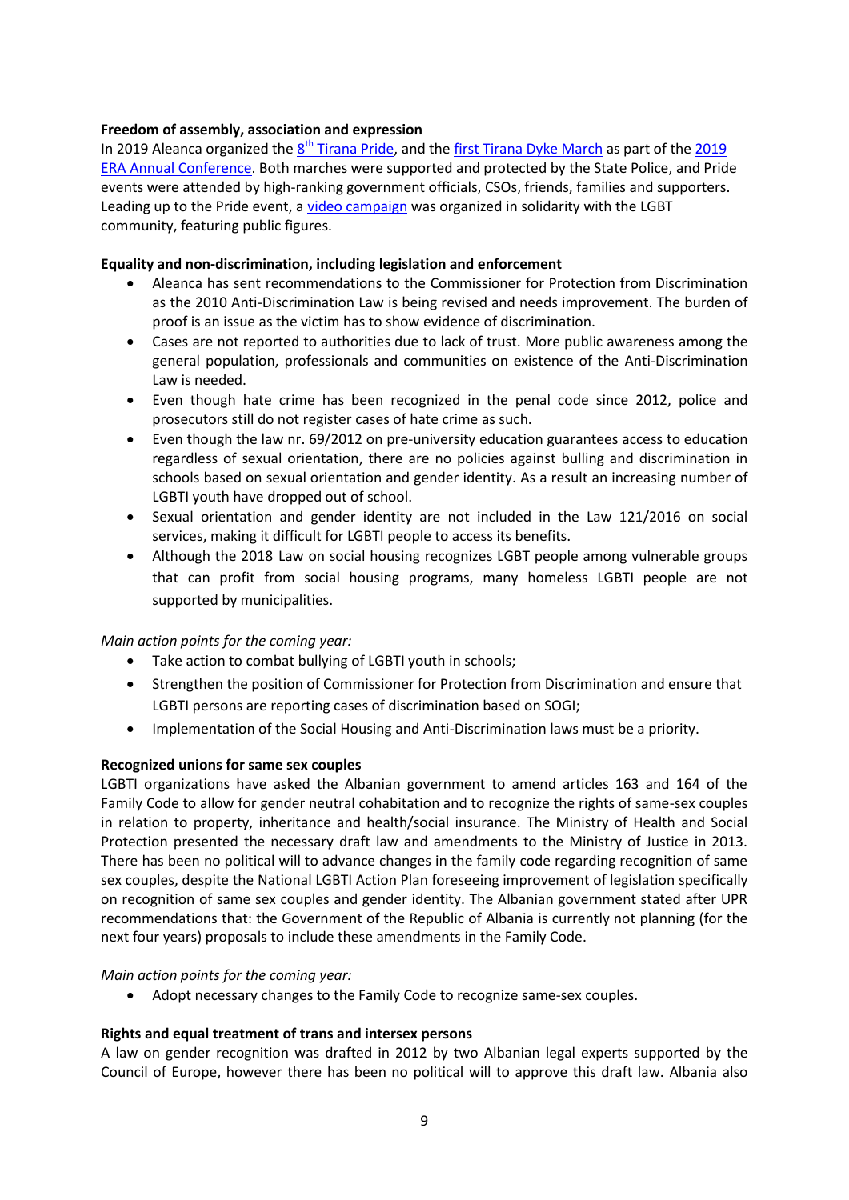**Freedom of assembly, association and expression**

In 2019 Aleanca organized the 8th Tirana Pride, and the first Tirana Dyke March as part of the 2019 ERA Annual Conference. Both marches were supported and protected by the State Police, and Pride events were attended by high-ranking government officials, CSOs, friends, families and supporters. Leading up to the Pride event, a video campaign was organized in solidarity with the LGBT community, featuring public figures.

**Equality and non-discrimination, including legislation and enforcement**

- Aleanca has sent recommendations to the Commissioner for Protection from Discrimination as the 2010 Anti-Discrimination Law is being revised and needs improvement. The burden of proof is an issue as the victim has to show evidence of discrimination.
- Cases are not reported to authorities due to lack of trust. More public awareness among the general population, professionals and communities on existence of the Anti-Discrimination Law is needed.
- Even though hate crime has been recognized in the penal code since 2012, police and prosecutors still do not register cases of hate crime as such.
- Even though the law nr. 69/2012 on pre-university education guarantees access to education regardless of sexual orientation, there are no policies against bulling and discrimination in schools based on sexual orientation and gender identity. As a result an increasing number of LGBTI youth have dropped out of school.
- Sexual orientation and gender identity are not included in the Law 121/2016 on social services, making it difficult for LGBTI people to access its benefits.
- Although the 2018 Law on social housing recognizes LGBT people among vulnerable groups that can profit from social housing programs, many homeless LGBTI people are not supported by municipalities.

*Main action points for the coming year:*

- Take action to combat bullying of LGBTI youth in schools;
- Strengthen the position of Commissioner for Protection from Discrimination and ensure that LGBTI persons are reporting cases of discrimination based on SOGI;
- Implementation of the Social Housing and Anti-Discrimination laws must be a priority.

**Recognized unions for same sex couples**

LGBTI organizations have asked the Albanian government to amend articles 163 and 164 of the Family Code to allow for gender neutral cohabitation and to recognize the rights of same-sex couples in relation to property, inheritance and health/social insurance. The Ministry of Health and Social Protection presented the necessary draft law and amendments to the Ministry of Justice in 2013. There has been no political will to advance changes in the family code regarding recognition of same sex couples, despite the National LGBTI Action Plan foreseeing improvement of legislation specifically on recognition of same sex couples and gender identity. The Albanian government stated after UPR recommendations that: the Government of the Republic of Albania is currently not planning (for the next four years) proposals to include these amendments in the Family Code.

*Main action points for the coming year:*

- Adopt necessary changes to the Family Code to recognize same-sex couples.

**Rights and equal treatment of trans and intersex persons**

A law on gender recognition was drafted in 2012 by two Albanian legal experts supported by the Council of Europe, however there has been no political will to approve this draft law. Albania also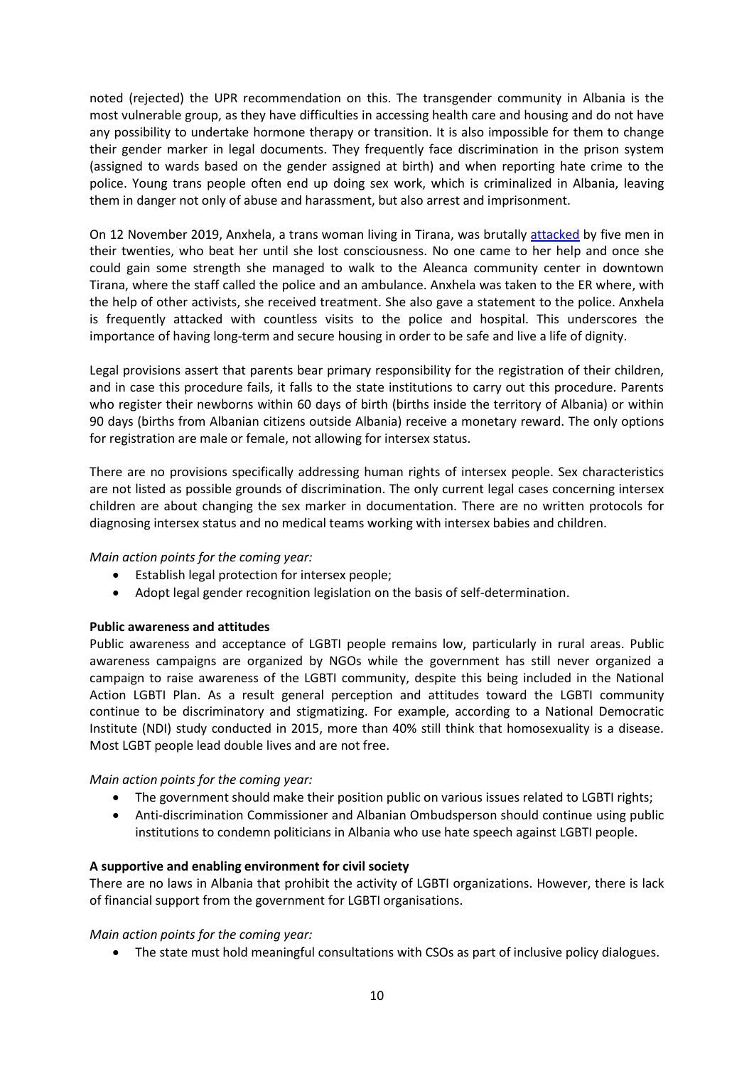noted (rejected) the UPR recommendation on this. The transgender community in Albania is the most vulnerable group, as they have difficulties in accessing health care and housing and do not have any possibility to undertake hormone therapy or transition. It is also impossible for them to change their gender marker in legal documents. They frequently face discrimination in the prison system (assigned to wards based on the gender assigned at birth) and when reporting hate crime to the police. Young trans people often end up doing sex work, which is criminalized in Albania, leaving them in danger not only of abuse and harassment, but also arrest and imprisonment.

On 12 November 2019, Anxhela, a trans woman living in Tirana, was brutally attacked by five men in their twenties, who beat her until she lost consciousness. No one came to her help and once she could gain some strength she managed to walk to the Aleanca community center in downtown Tirana, where the staff called the police and an ambulance. Anxhela was taken to the ER where, with the help of other activists, she received treatment. She also gave a statement to the police. Anxhela is frequently attacked with countless visits to the police and hospital. This underscores the importance of having long-term and secure housing in order to be safe and live a life of dignity.

Legal provisions assert that parents bear primary responsibility for the registration of their children, and in case this procedure fails, it falls to the state institutions to carry out this procedure. Parents who register their newborns within 60 days of birth (births inside the territory of Albania) or within 90 days (births from Albanian citizens outside Albania) receive a monetary reward. The only options for registration are male or female, not allowing for intersex status.

There are no provisions specifically addressing human rights of intersex people. Sex characteristics are not listed as possible grounds of discrimination. The only current legal cases concerning intersex children are about changing the sex marker in documentation. There are no written protocols for diagnosing intersex status and no medical teams working with intersex babies and children.

*Main action points for the coming year:*

- Establish legal protection for intersex people;
- Adopt legal gender recognition legislation on the basis of self-determination.

**Public awareness and attitudes**

Public awareness and acceptance of LGBTI people remains low, particularly in rural areas. Public awareness campaigns are organized by NGOs while the government has still never organized a campaign to raise awareness of the LGBTI community, despite this being included in the National Action LGBTI Plan. As a result general perception and attitudes toward the LGBTI community continue to be discriminatory and stigmatizing. For example, according to a National Democratic Institute (NDI) study conducted in 2015, more than 40% still think that homosexuality is a disease. Most LGBT people lead double lives and are not free.

*Main action points for the coming year:*

- The government should make their position public on various issues related to LGBTI rights;
- Anti-discrimination Commissioner and Albanian Ombudsperson should continue using public institutions to condemn politicians in Albania who use hate speech against LGBTI people.

**A supportive and enabling environment for civil society**

There are no laws in Albania that prohibit the activity of LGBTI organizations. However, there is lack of financial support from the government for LGBTI organisations.

*Main action points for the coming year:*

- The state must hold meaningful consultations with CSOs as part of inclusive policy dialogues.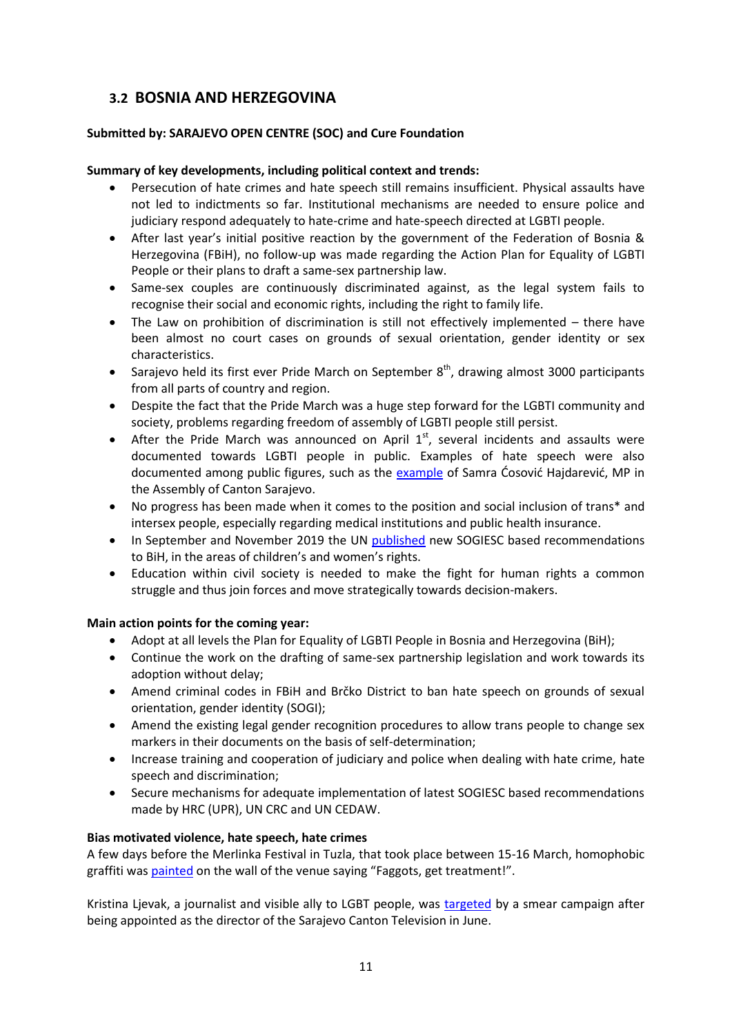## 3.2 BOSNIA AND HERZEGOVINA

**Submitted by: SARAJEVO OPEN CENTRE (SOC) and Cure Foundation**

**Summary of key developments, including political context and trends:**

- Persecution of hate crimes and hate speech still remains insufficient. Physical assaults have not led to indictments so far. Institutional mechanisms are needed to ensure police and judiciary respond adequately to hate-crime and hate-speech directed at LGBTI people.
- After last year's initial positive reaction by the government of the Federation of Bosnia & Herzegovina (FBiH), no follow-up was made regarding the Action Plan for Equality of LGBTI People or their plans to draft a same-sex partnership law.
- Same-sex couples are continuously discriminated against, as the legal system fails to recognise their social and economic rights, including the right to family life.
- The Law on prohibition of discrimination is still not effectively implemented – there have been almost no court cases on grounds of sexual orientation, gender identity or sex characteristics.
- Sarajevo held its first ever Pride March on September 8th, drawing almost 3000 participants from all parts of country and region.
- Despite the fact that the Pride March was a huge step forward for the LGBTI community and society, problems regarding freedom of assembly of LGBTI people still persist.
- After the Pride March was announced on April 1st, several incidents and assaults were documented towards LGBTI people in public. Examples of hate speech were also documented among public figures, such as the example of Samra Ćosović Hajdarević, MP in the Assembly of Canton Sarajevo.
- No progress has been made when it comes to the position and social inclusion of trans* and intersex people, especially regarding medical institutions and public health insurance.
- In September and November 2019 the UN published new SOGIESC based recommendations to BiH, in the areas of children's and women's rights.
- Education within civil society is needed to make the fight for human rights a common struggle and thus join forces and move strategically towards decision-makers.

**Main action points for the coming year:**

- Adopt at all levels the Plan for Equality of LGBTI People in Bosnia and Herzegovina (BiH);
- Continue the work on the drafting of same-sex partnership legislation and work towards its adoption without delay;
- Amend criminal codes in FBiH and Brčko District to ban hate speech on grounds of sexual orientation, gender identity (SOGI);
- Amend the existing legal gender recognition procedures to allow trans people to change sex markers in their documents on the basis of self-determination;
- Increase training and cooperation of judiciary and police when dealing with hate crime, hate speech and discrimination;
- Secure mechanisms for adequate implementation of latest SOGIESC based recommendations made by HRC (UPR), UN CRC and UN CEDAW.

**Bias motivated violence, hate speech, hate crimes**

A few days before the Merlinka Festival in Tuzla, that took place between 15-16 March, homophobic graffiti was painted on the wall of the venue saying "Faggots, get treatment!".

Kristina Ljevak, a journalist and visible ally to LGBT people, was targeted by a smear campaign after being appointed as the director of the Sarajevo Canton Television in June.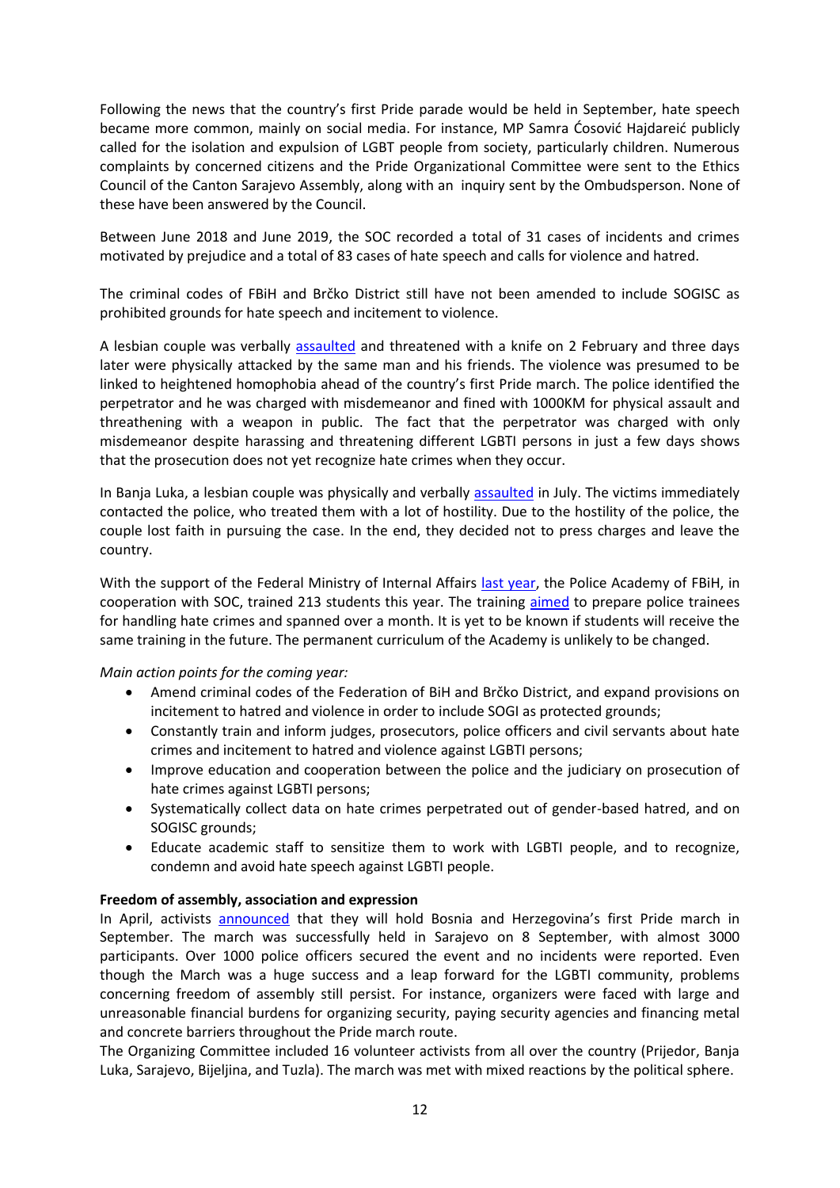Following the news that the country's first Pride parade would be held in September, hate speech became more common, mainly on social media. For instance, MP Samra Ćosović Hajdareić publicly called for the isolation and expulsion of LGBT people from society, particularly children. Numerous complaints by concerned citizens and the Pride Organizational Committee were sent to the Ethics Council of the Canton Sarajevo Assembly, along with an inquiry sent by the Ombudsperson. None of these have been answered by the Council.

Between June 2018 and June 2019, the SOC recorded a total of 31 cases of incidents and crimes motivated by prejudice and a total of 83 cases of hate speech and calls for violence and hatred.

The criminal codes of FBiH and Brčko District still have not been amended to include SOGISC as prohibited grounds for hate speech and incitement to violence.

A lesbian couple was verbally assaulted and threatened with a knife on 2 February and three days later were physically attacked by the same man and his friends. The violence was presumed to be linked to heightened homophobia ahead of the country's first Pride march. The police identified the perpetrator and he was charged with misdemeanor and fined with 1000KM for physical assault and threathening with a weapon in public. The fact that the perpetrator was charged with only misdemeanor despite harassing and threatening different LGBTI persons in just a few days shows that the prosecution does not yet recognize hate crimes when they occur.

In Banja Luka, a lesbian couple was physically and verbally assaulted in July. The victims immediately contacted the police, who treated them with a lot of hostility. Due to the hostility of the police, the couple lost faith in pursuing the case. In the end, they decided not to press charges and leave the country.

With the support of the Federal Ministry of Internal Affairs last year, the Police Academy of FBiH, in cooperation with SOC, trained 213 students this year. The training aimed to prepare police trainees for handling hate crimes and spanned over a month. It is yet to be known if students will receive the same training in the future. The permanent curriculum of the Academy is unlikely to be changed.

*Main action points for the coming year:*

- Amend criminal codes of the Federation of BiH and Brčko District, and expand provisions on incitement to hatred and violence in order to include SOGI as protected grounds;
- Constantly train and inform judges, prosecutors, police officers and civil servants about hate crimes and incitement to hatred and violence against LGBTI persons;
- Improve education and cooperation between the police and the judiciary on prosecution of hate crimes against LGBTI persons;
- Systematically collect data on hate crimes perpetrated out of gender-based hatred, and on SOGISC grounds;
- Educate academic staff to sensitize them to work with LGBTI people, and to recognize, condemn and avoid hate speech against LGBTI people.

**Freedom of assembly, association and expression**

In April, activists announced that they will hold Bosnia and Herzegovina's first Pride march in September. The march was successfully held in Sarajevo on 8 September, with almost 3000 participants. Over 1000 police officers secured the event and no incidents were reported. Even though the March was a huge success and a leap forward for the LGBTI community, problems concerning freedom of assembly still persist. For instance, organizers were faced with large and unreasonable financial burdens for organizing security, paying security agencies and financing metal and concrete barriers throughout the Pride march route.

The Organizing Committee included 16 volunteer activists from all over the country (Prijedor, Banja Luka, Sarajevo, Bijeljina, and Tuzla). The march was met with mixed reactions by the political sphere.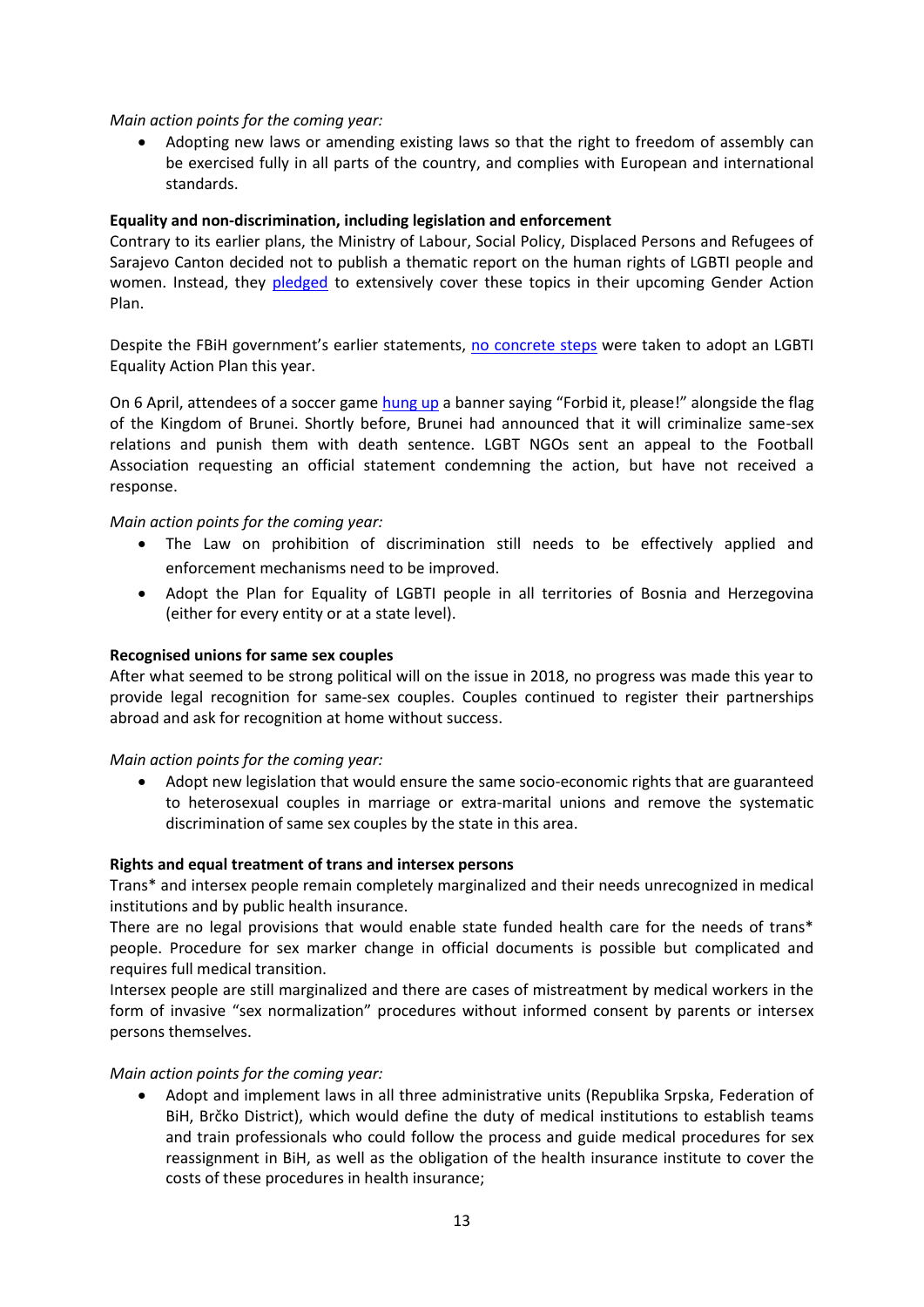*Main action points for the coming year:*

- Adopting new laws or amending existing laws so that the right to freedom of assembly can be exercised fully in all parts of the country, and complies with European and international standards.

**Equality and non-discrimination, including legislation and enforcement**

Contrary to its earlier plans, the Ministry of Labour, Social Policy, Displaced Persons and Refugees of Sarajevo Canton decided not to publish a thematic report on the human rights of LGBTI people and women. Instead, they pledged to extensively cover these topics in their upcoming Gender Action Plan.

Despite the FBiH government's earlier statements, no concrete steps were taken to adopt an LGBTI Equality Action Plan this year.

On 6 April, attendees of a soccer game hung up a banner saying "Forbid it, please!" alongside the flag of the Kingdom of Brunei. Shortly before, Brunei had announced that it will criminalize same-sex relations and punish them with death sentence. LGBT NGOs sent an appeal to the Football Association requesting an official statement condemning the action, but have not received a response.

*Main action points for the coming year:*

- The Law on prohibition of discrimination still needs to be effectively applied and enforcement mechanisms need to be improved.
- Adopt the Plan for Equality of LGBTI people in all territories of Bosnia and Herzegovina (either for every entity or at a state level).

**Recognised unions for same sex couples**

After what seemed to be strong political will on the issue in 2018, no progress was made this year to provide legal recognition for same-sex couples. Couples continued to register their partnerships abroad and ask for recognition at home without success.

*Main action points for the coming year:*

- Adopt new legislation that would ensure the same socio-economic rights that are guaranteed to heterosexual couples in marriage or extra-marital unions and remove the systematic discrimination of same sex couples by the state in this area.

**Rights and equal treatment of trans and intersex persons**

Trans* and intersex people remain completely marginalized and their needs unrecognized in medical institutions and by public health insurance.

There are no legal provisions that would enable state funded health care for the needs of trans* people. Procedure for sex marker change in official documents is possible but complicated and requires full medical transition.

Intersex people are still marginalized and there are cases of mistreatment by medical workers in the form of invasive "sex normalization" procedures without informed consent by parents or intersex persons themselves.

*Main action points for the coming year:*

- Adopt and implement laws in all three administrative units (Republika Srpska, Federation of BiH, Brčko District), which would define the duty of medical institutions to establish teams and train professionals who could follow the process and guide medical procedures for sex reassignment in BiH, as well as the obligation of the health insurance institute to cover the costs of these procedures in health insurance;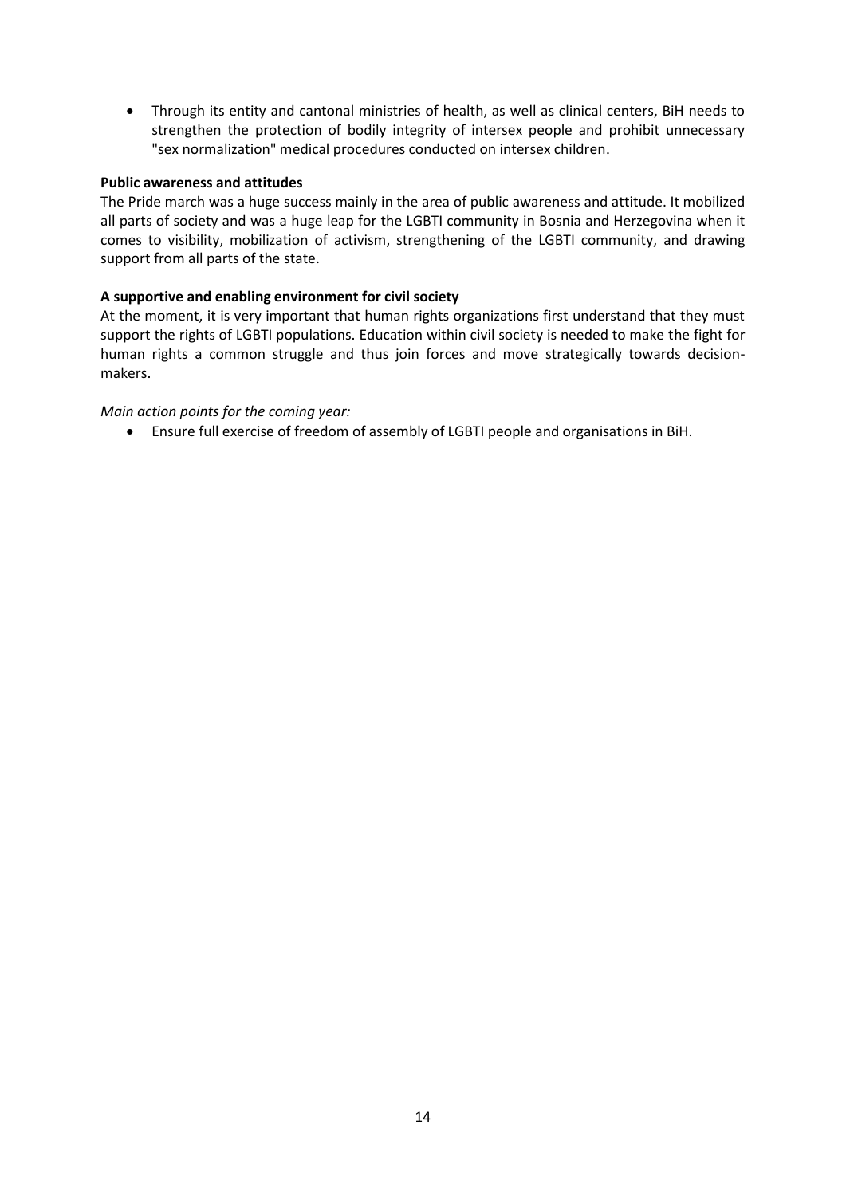- Through its entity and cantonal ministries of health, as well as clinical centers, BiH needs to strengthen the protection of bodily integrity of intersex people and prohibit unnecessary "sex normalization" medical procedures conducted on intersex children.

**Public awareness and attitudes**

The Pride march was a huge success mainly in the area of public awareness and attitude. It mobilized all parts of society and was a huge leap for the LGBTI community in Bosnia and Herzegovina when it comes to visibility, mobilization of activism, strengthening of the LGBTI community, and drawing support from all parts of the state.

**A supportive and enabling environment for civil society**

At the moment, it is very important that human rights organizations first understand that they must support the rights of LGBTI populations. Education within civil society is needed to make the fight for human rights a common struggle and thus join forces and move strategically towards decision-makers.

*Main action points for the coming year:*

- Ensure full exercise of freedom of assembly of LGBTI people and organisations in BiH.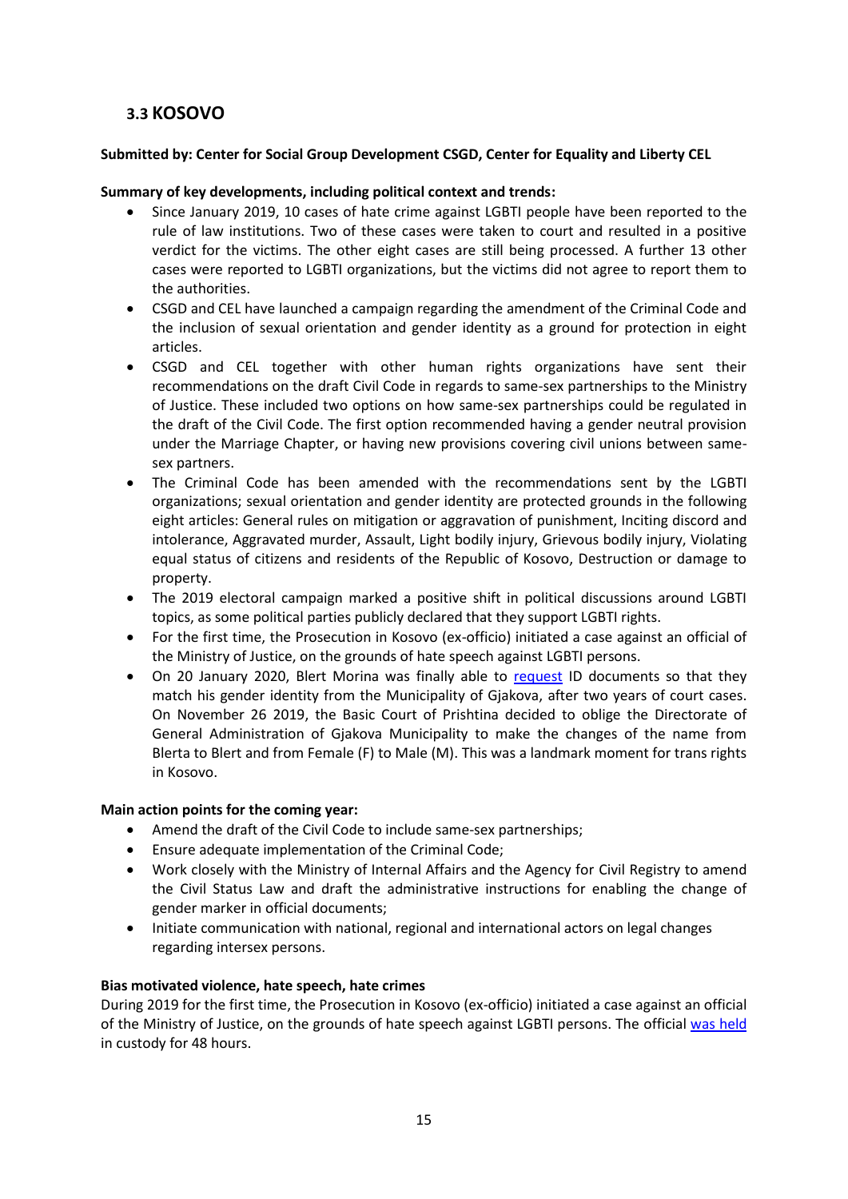## 3.3 KOSOVO

**Submitted by: Center for Social Group Development CSGD, Center for Equality and Liberty CEL**

**Summary of key developments, including political context and trends:**

- Since January 2019, 10 cases of hate crime against LGBTI people have been reported to the rule of law institutions. Two of these cases were taken to court and resulted in a positive verdict for the victims. The other eight cases are still being processed. A further 13 other cases were reported to LGBTI organizations, but the victims did not agree to report them to the authorities.
- CSGD and CEL have launched a campaign regarding the amendment of the Criminal Code and the inclusion of sexual orientation and gender identity as a ground for protection in eight articles.
- CSGD and CEL together with other human rights organizations have sent their recommendations on the draft Civil Code in regards to same-sex partnerships to the Ministry of Justice. These included two options on how same-sex partnerships could be regulated in the draft of the Civil Code. The first option recommended having a gender neutral provision under the Marriage Chapter, or having new provisions covering civil unions between same-sex partners.
- The Criminal Code has been amended with the recommendations sent by the LGBTI organizations; sexual orientation and gender identity are protected grounds in the following eight articles: General rules on mitigation or aggravation of punishment, Inciting discord and intolerance, Aggravated murder, Assault, Light bodily injury, Grievous bodily injury, Violating equal status of citizens and residents of the Republic of Kosovo, Destruction or damage to property.
- The 2019 electoral campaign marked a positive shift in political discussions around LGBTI topics, as some political parties publicly declared that they support LGBTI rights.
- For the first time, the Prosecution in Kosovo (ex-officio) initiated a case against an official of the Ministry of Justice, on the grounds of hate speech against LGBTI persons.
- On 20 January 2020, Blert Morina was finally able to request ID documents so that they match his gender identity from the Municipality of Gjakova, after two years of court cases. On November 26 2019, the Basic Court of Prishtina decided to oblige the Directorate of General Administration of Gjakova Municipality to make the changes of the name from Blerta to Blert and from Female (F) to Male (M). This was a landmark moment for trans rights in Kosovo.

**Main action points for the coming year:**

- Amend the draft of the Civil Code to include same-sex partnerships;
- Ensure adequate implementation of the Criminal Code;
- Work closely with the Ministry of Internal Affairs and the Agency for Civil Registry to amend the Civil Status Law and draft the administrative instructions for enabling the change of gender marker in official documents;
- Initiate communication with national, regional and international actors on legal changes regarding intersex persons.

**Bias motivated violence, hate speech, hate crimes**

During 2019 for the first time, the Prosecution in Kosovo (ex-officio) initiated a case against an official of the Ministry of Justice, on the grounds of hate speech against LGBTI persons. The official was held in custody for 48 hours.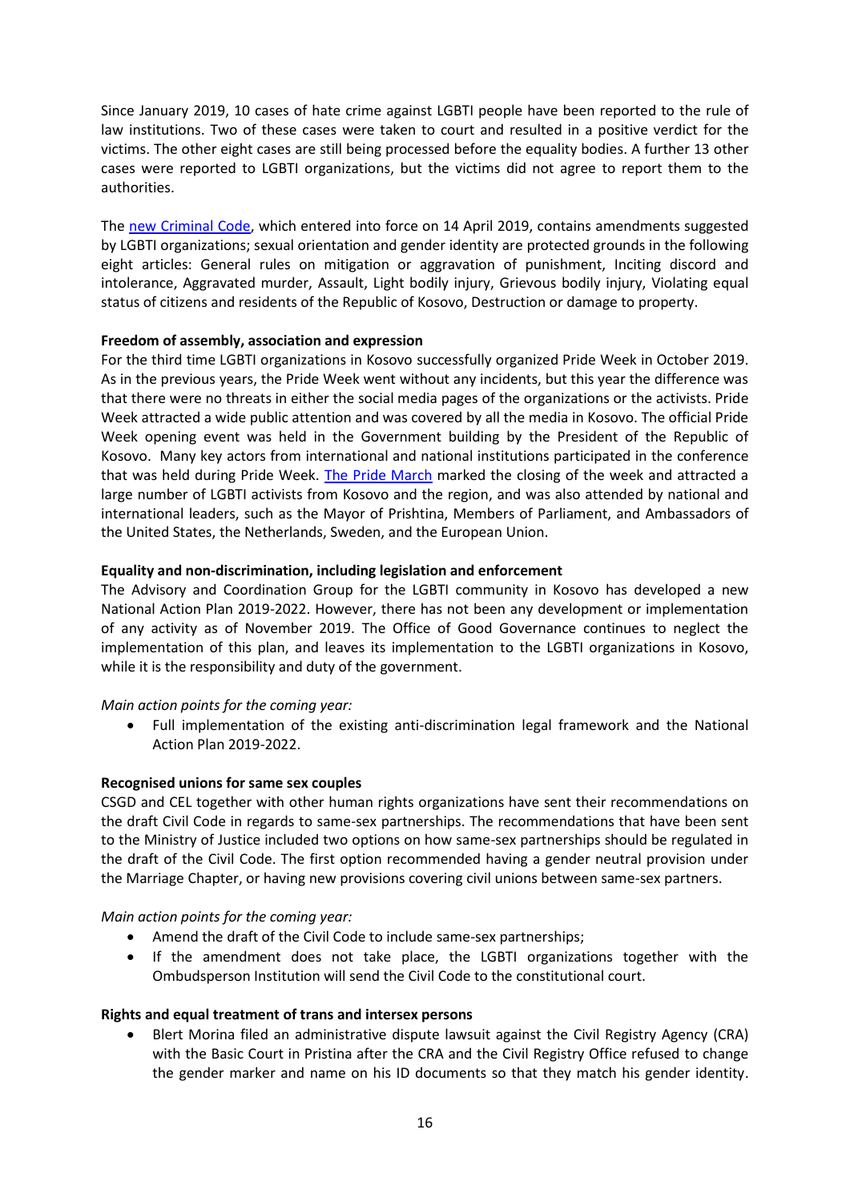Since January 2019, 10 cases of hate crime against LGBTI people have been reported to the rule of law institutions. Two of these cases were taken to court and resulted in a positive verdict for the victims. The other eight cases are still being processed before the equality bodies. A further 13 other cases were reported to LGBTI organizations, but the victims did not agree to report them to the authorities.

The new Criminal Code, which entered into force on 14 April 2019, contains amendments suggested by LGBTI organizations; sexual orientation and gender identity are protected grounds in the following eight articles: General rules on mitigation or aggravation of punishment, Inciting discord and intolerance, Aggravated murder, Assault, Light bodily injury, Grievous bodily injury, Violating equal status of citizens and residents of the Republic of Kosovo, Destruction or damage to property.

**Freedom of assembly, association and expression**

For the third time LGBTI organizations in Kosovo successfully organized Pride Week in October 2019. As in the previous years, the Pride Week went without any incidents, but this year the difference was that there were no threats in either the social media pages of the organizations or the activists. Pride Week attracted a wide public attention and was covered by all the media in Kosovo. The official Pride Week opening event was held in the Government building by the President of the Republic of Kosovo. Many key actors from international and national institutions participated in the conference that was held during Pride Week. The Pride March marked the closing of the week and attracted a large number of LGBTI activists from Kosovo and the region, and was also attended by national and international leaders, such as the Mayor of Prishtina, Members of Parliament, and Ambassadors of the United States, the Netherlands, Sweden, and the European Union.

**Equality and non-discrimination, including legislation and enforcement**

The Advisory and Coordination Group for the LGBTI community in Kosovo has developed a new National Action Plan 2019-2022. However, there has not been any development or implementation of any activity as of November 2019. The Office of Good Governance continues to neglect the implementation of this plan, and leaves its implementation to the LGBTI organizations in Kosovo, while it is the responsibility and duty of the government.

*Main action points for the coming year:*

- Full implementation of the existing anti-discrimination legal framework and the National Action Plan 2019-2022.

**Recognised unions for same sex couples**

CSGD and CEL together with other human rights organizations have sent their recommendations on the draft Civil Code in regards to same-sex partnerships. The recommendations that have been sent to the Ministry of Justice included two options on how same-sex partnerships should be regulated in the draft of the Civil Code. The first option recommended having a gender neutral provision under the Marriage Chapter, or having new provisions covering civil unions between same-sex partners.

*Main action points for the coming year:*

- Amend the draft of the Civil Code to include same-sex partnerships;
- If the amendment does not take place, the LGBTI organizations together with the Ombudsperson Institution will send the Civil Code to the constitutional court.

**Rights and equal treatment of trans and intersex persons**

- Blert Morina filed an administrative dispute lawsuit against the Civil Registry Agency (CRA) with the Basic Court in Pristina after the CRA and the Civil Registry Office refused to change the gender marker and name on his ID documents so that they match his gender identity.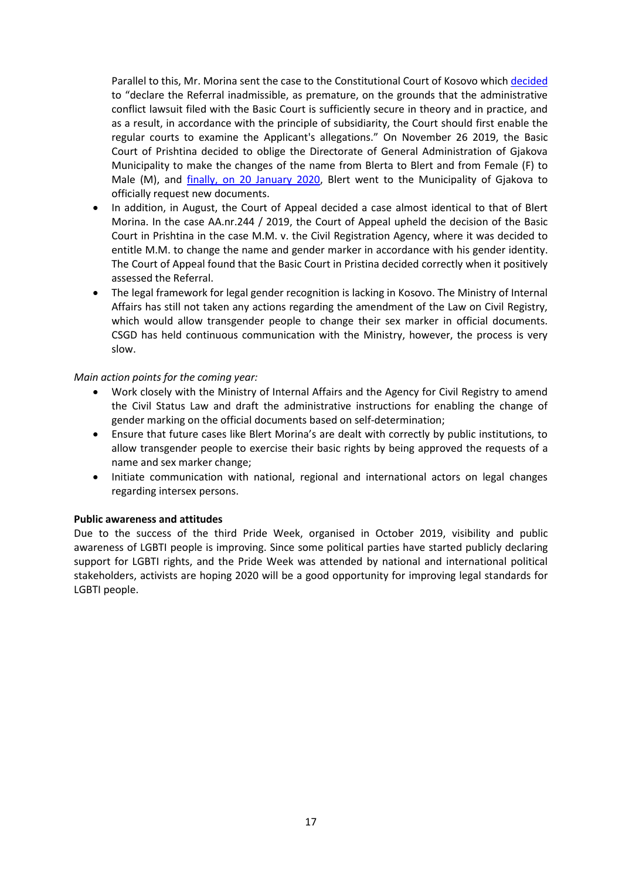Parallel to this, Mr. Morina sent the case to the Constitutional Court of Kosovo which decided to "declare the Referral inadmissible, as premature, on the grounds that the administrative conflict lawsuit filed with the Basic Court is sufficiently secure in theory and in practice, and as a result, in accordance with the principle of subsidiarity, the Court should first enable the regular courts to examine the Applicant's allegations." On November 26 2019, the Basic Court of Prishtina decided to oblige the Directorate of General Administration of Gjakova Municipality to make the changes of the name from Blerta to Blert and from Female (F) to Male (M), and finally, on 20 January 2020, Blert went to the Municipality of Gjakova to officially request new documents.

- In addition, in August, the Court of Appeal decided a case almost identical to that of Blert Morina. In the case AA.nr.244 / 2019, the Court of Appeal upheld the decision of the Basic Court in Prishtina in the case M.M. v. the Civil Registration Agency, where it was decided to entitle M.M. to change the name and gender marker in accordance with his gender identity. The Court of Appeal found that the Basic Court in Pristina decided correctly when it positively assessed the Referral.
- The legal framework for legal gender recognition is lacking in Kosovo. The Ministry of Internal Affairs has still not taken any actions regarding the amendment of the Law on Civil Registry, which would allow transgender people to change their sex marker in official documents. CSGD has held continuous communication with the Ministry, however, the process is very slow.

*Main action points for the coming year:*

- Work closely with the Ministry of Internal Affairs and the Agency for Civil Registry to amend the Civil Status Law and draft the administrative instructions for enabling the change of gender marking on the official documents based on self-determination;
- Ensure that future cases like Blert Morina's are dealt with correctly by public institutions, to allow transgender people to exercise their basic rights by being approved the requests of a name and sex marker change;
- Initiate communication with national, regional and international actors on legal changes regarding intersex persons.

**Public awareness and attitudes**

Due to the success of the third Pride Week, organised in October 2019, visibility and public awareness of LGBTI people is improving. Since some political parties have started publicly declaring support for LGBTI rights, and the Pride Week was attended by national and international political stakeholders, activists are hoping 2020 will be a good opportunity for improving legal standards for LGBTI people.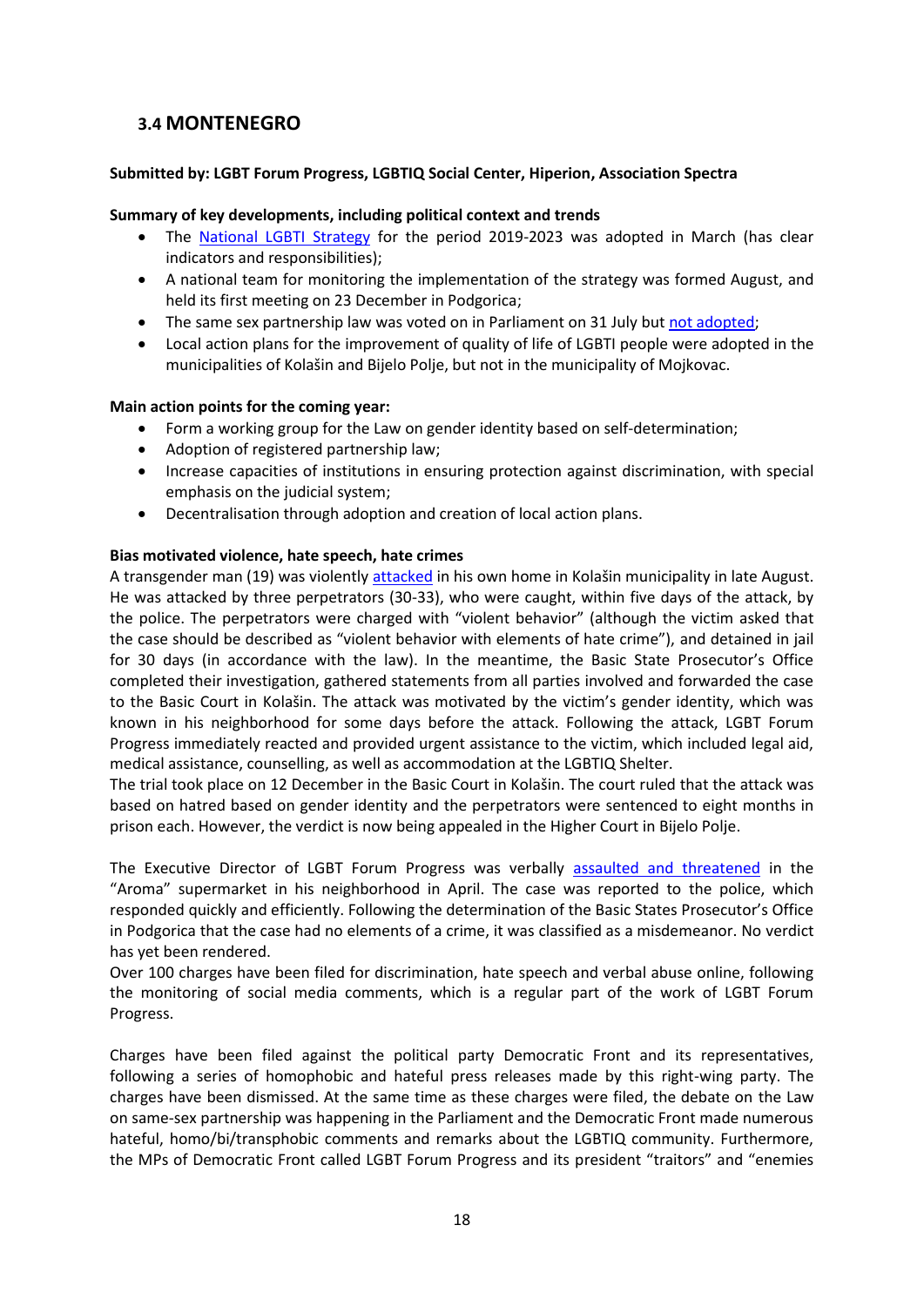## 3.4 MONTENEGRO

**Submitted by: LGBT Forum Progress, LGBTIQ Social Center, Hiperion, Association Spectra**

**Summary of key developments, including political context and trends**

- The National LGBTI Strategy for the period 2019-2023 was adopted in March (has clear indicators and responsibilities);
- A national team for monitoring the implementation of the strategy was formed August, and held its first meeting on 23 December in Podgorica;
- The same sex partnership law was voted on in Parliament on 31 July but not adopted;
- Local action plans for the improvement of quality of life of LGBTI people were adopted in the municipalities of Kolašin and Bijelo Polje, but not in the municipality of Mojkovac.

**Main action points for the coming year:**

- Form a working group for the Law on gender identity based on self-determination;
- Adoption of registered partnership law;
- Increase capacities of institutions in ensuring protection against discrimination, with special emphasis on the judicial system;
- Decentralisation through adoption and creation of local action plans.

**Bias motivated violence, hate speech, hate crimes**

A transgender man (19) was violently attacked in his own home in Kolašin municipality in late August. He was attacked by three perpetrators (30-33), who were caught, within five days of the attack, by the police. The perpetrators were charged with "violent behavior" (although the victim asked that the case should be described as "violent behavior with elements of hate crime"), and detained in jail for 30 days (in accordance with the law). In the meantime, the Basic State Prosecutor's Office completed their investigation, gathered statements from all parties involved and forwarded the case to the Basic Court in Kolašin. The attack was motivated by the victim's gender identity, which was known in his neighborhood for some days before the attack. Following the attack, LGBT Forum Progress immediately reacted and provided urgent assistance to the victim, which included legal aid, medical assistance, counselling, as well as accommodation at the LGBTIQ Shelter.
The trial took place on 12 December in the Basic Court in Kolašin. The court ruled that the attack was based on hatred based on gender identity and the perpetrators were sentenced to eight months in prison each. However, the verdict is now being appealed in the Higher Court in Bijelo Polje.

The Executive Director of LGBT Forum Progress was verbally assaulted and threatened in the "Aroma" supermarket in his neighborhood in April. The case was reported to the police, which responded quickly and efficiently. Following the determination of the Basic States Prosecutor's Office in Podgorica that the case had no elements of a crime, it was classified as a misdemeanor. No verdict has yet been rendered.
Over 100 charges have been filed for discrimination, hate speech and verbal abuse online, following the monitoring of social media comments, which is a regular part of the work of LGBT Forum Progress.

Charges have been filed against the political party Democratic Front and its representatives, following a series of homophobic and hateful press releases made by this right-wing party. The charges have been dismissed. At the same time as these charges were filed, the debate on the Law on same-sex partnership was happening in the Parliament and the Democratic Front made numerous hateful, homo/bi/transphobic comments and remarks about the LGBTIQ community. Furthermore, the MPs of Democratic Front called LGBT Forum Progress and its president "traitors" and "enemies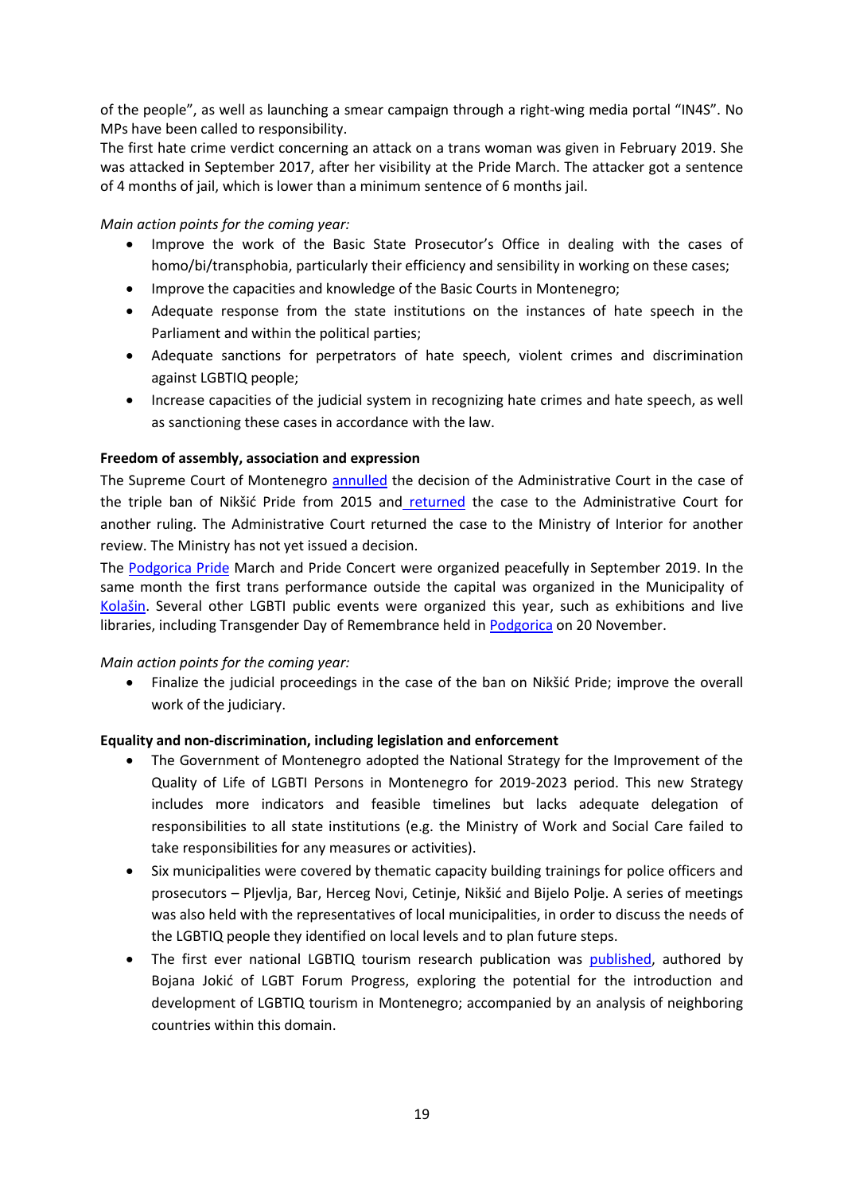of the people", as well as launching a smear campaign through a right-wing media portal "IN4S". No MPs have been called to responsibility.

The first hate crime verdict concerning an attack on a trans woman was given in February 2019. She was attacked in September 2017, after her visibility at the Pride March. The attacker got a sentence of 4 months of jail, which is lower than a minimum sentence of 6 months jail.

*Main action points for the coming year:*

- Improve the work of the Basic State Prosecutor's Office in dealing with the cases of homo/bi/transphobia, particularly their efficiency and sensibility in working on these cases;
- Improve the capacities and knowledge of the Basic Courts in Montenegro;
- Adequate response from the state institutions on the instances of hate speech in the Parliament and within the political parties;
- Adequate sanctions for perpetrators of hate speech, violent crimes and discrimination against LGBTIQ people;
- Increase capacities of the judicial system in recognizing hate crimes and hate speech, as well as sanctioning these cases in accordance with the law.

**Freedom of assembly, association and expression**

The Supreme Court of Montenegro annulled the decision of the Administrative Court in the case of the triple ban of Nikšić Pride from 2015 and returned the case to the Administrative Court for another ruling. The Administrative Court returned the case to the Ministry of Interior for another review. The Ministry has not yet issued a decision.

The Podgorica Pride March and Pride Concert were organized peacefully in September 2019. In the same month the first trans performance outside the capital was organized in the Municipality of Kolašin. Several other LGBTI public events were organized this year, such as exhibitions and live libraries, including Transgender Day of Remembrance held in Podgorica on 20 November.

*Main action points for the coming year:*

- Finalize the judicial proceedings in the case of the ban on Nikšić Pride; improve the overall work of the judiciary.

**Equality and non-discrimination, including legislation and enforcement**

- The Government of Montenegro adopted the National Strategy for the Improvement of the Quality of Life of LGBTI Persons in Montenegro for 2019-2023 period. This new Strategy includes more indicators and feasible timelines but lacks adequate delegation of responsibilities to all state institutions (e.g. the Ministry of Work and Social Care failed to take responsibilities for any measures or activities).
- Six municipalities were covered by thematic capacity building trainings for police officers and prosecutors – Pljevlja, Bar, Herceg Novi, Cetinje, Nikšić and Bijelo Polje. A series of meetings was also held with the representatives of local municipalities, in order to discuss the needs of the LGBTIQ people they identified on local levels and to plan future steps.
- The first ever national LGBTIQ tourism research publication was published, authored by Bojana Jokić of LGBT Forum Progress, exploring the potential for the introduction and development of LGBTIQ tourism in Montenegro; accompanied by an analysis of neighboring countries within this domain.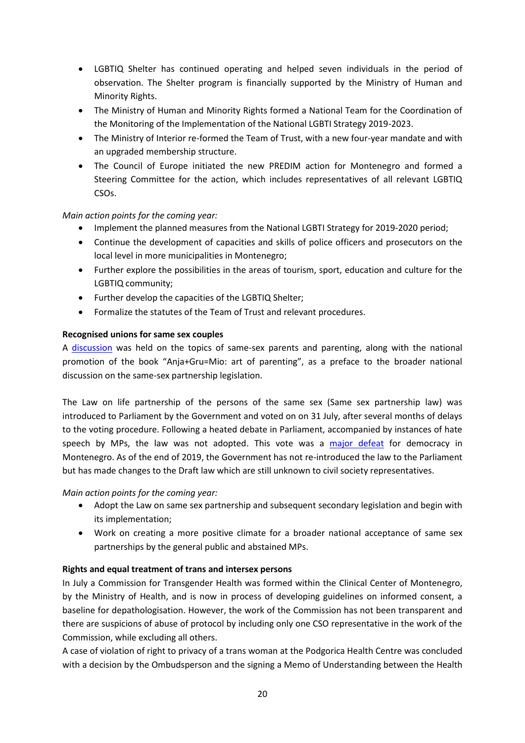- LGBTIQ Shelter has continued operating and helped seven individuals in the period of observation. The Shelter program is financially supported by the Ministry of Human and Minority Rights.
- The Ministry of Human and Minority Rights formed a National Team for the Coordination of the Monitoring of the Implementation of the National LGBTI Strategy 2019-2023.
- The Ministry of Interior re-formed the Team of Trust, with a new four-year mandate and with an upgraded membership structure.
- The Council of Europe initiated the new PREDIM action for Montenegro and formed a Steering Committee for the action, which includes representatives of all relevant LGBTIQ CSOs.

*Main action points for the coming year:*

- Implement the planned measures from the National LGBTI Strategy for 2019-2020 period;
- Continue the development of capacities and skills of police officers and prosecutors on the local level in more municipalities in Montenegro;
- Further explore the possibilities in the areas of tourism, sport, education and culture for the LGBTIQ community;
- Further develop the capacities of the LGBTIQ Shelter;
- Formalize the statutes of the Team of Trust and relevant procedures.

**Recognised unions for same sex couples**

A discussion was held on the topics of same-sex parents and parenting, along with the national promotion of the book "Anja+Gru=Mio: art of parenting", as a preface to the broader national discussion on the same-sex partnership legislation.

The Law on life partnership of the persons of the same sex (Same sex partnership law) was introduced to Parliament by the Government and voted on on 31 July, after several months of delays to the voting procedure. Following a heated debate in Parliament, accompanied by instances of hate speech by MPs, the law was not adopted. This vote was a major defeat for democracy in Montenegro. As of the end of 2019, the Government has not re-introduced the law to the Parliament but has made changes to the Draft law which are still unknown to civil society representatives.

*Main action points for the coming year:*

- Adopt the Law on same sex partnership and subsequent secondary legislation and begin with its implementation;
- Work on creating a more positive climate for a broader national acceptance of same sex partnerships by the general public and abstained MPs.

**Rights and equal treatment of trans and intersex persons**

In July a Commission for Transgender Health was formed within the Clinical Center of Montenegro, by the Ministry of Health, and is now in process of developing guidelines on informed consent, a baseline for depathologisation. However, the work of the Commission has not been transparent and there are suspicions of abuse of protocol by including only one CSO representative in the work of the Commission, while excluding all others.

A case of violation of right to privacy of a trans woman at the Podgorica Health Centre was concluded with a decision by the Ombudsperson and the signing a Memo of Understanding between the Health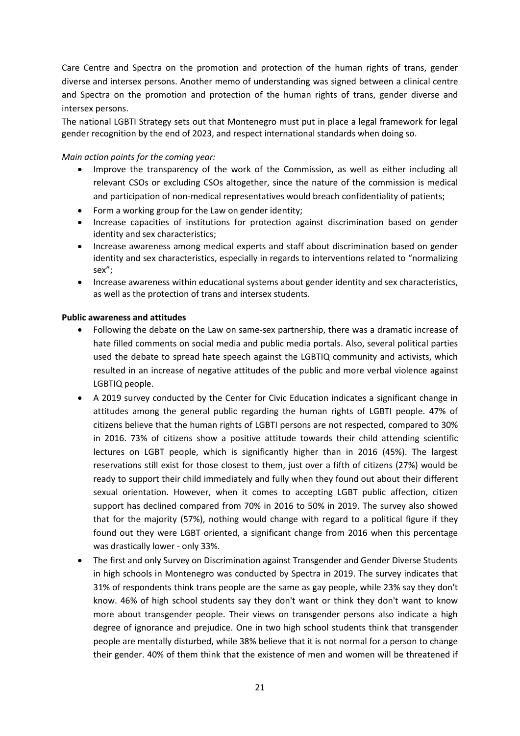Care Centre and Spectra on the promotion and protection of the human rights of trans, gender diverse and intersex persons. Another memo of understanding was signed between a clinical centre and Spectra on the promotion and protection of the human rights of trans, gender diverse and intersex persons.

The national LGBTI Strategy sets out that Montenegro must put in place a legal framework for legal gender recognition by the end of 2023, and respect international standards when doing so.

*Main action points for the coming year:*

- Improve the transparency of the work of the Commission, as well as either including all relevant CSOs or excluding CSOs altogether, since the nature of the commission is medical and participation of non-medical representatives would breach confidentiality of patients;
- Form a working group for the Law on gender identity;
- Increase capacities of institutions for protection against discrimination based on gender identity and sex characteristics;
- Increase awareness among medical experts and staff about discrimination based on gender identity and sex characteristics, especially in regards to interventions related to "normalizing sex";
- Increase awareness within educational systems about gender identity and sex characteristics, as well as the protection of trans and intersex students.

**Public awareness and attitudes**

- Following the debate on the Law on same-sex partnership, there was a dramatic increase of hate filled comments on social media and public media portals. Also, several political parties used the debate to spread hate speech against the LGBTIQ community and activists, which resulted in an increase of negative attitudes of the public and more verbal violence against LGBTIQ people.
- A 2019 survey conducted by the Center for Civic Education indicates a significant change in attitudes among the general public regarding the human rights of LGBTI people. 47% of citizens believe that the human rights of LGBTI persons are not respected, compared to 30% in 2016. 73% of citizens show a positive attitude towards their child attending scientific lectures on LGBT people, which is significantly higher than in 2016 (45%). The largest reservations still exist for those closest to them, just over a fifth of citizens (27%) would be ready to support their child immediately and fully when they found out about their different sexual orientation. However, when it comes to accepting LGBT public affection, citizen support has declined compared from 70% in 2016 to 50% in 2019. The survey also showed that for the majority (57%), nothing would change with regard to a political figure if they found out they were LGBT oriented, a significant change from 2016 when this percentage was drastically lower - only 33%.
- The first and only Survey on Discrimination against Transgender and Gender Diverse Students in high schools in Montenegro was conducted by Spectra in 2019. The survey indicates that 31% of respondents think trans people are the same as gay people, while 23% say they don't know. 46% of high school students say they don't want or think they don't want to know more about transgender people. Their views on transgender persons also indicate a high degree of ignorance and prejudice. One in two high school students think that transgender people are mentally disturbed, while 38% believe that it is not normal for a person to change their gender. 40% of them think that the existence of men and women will be threatened if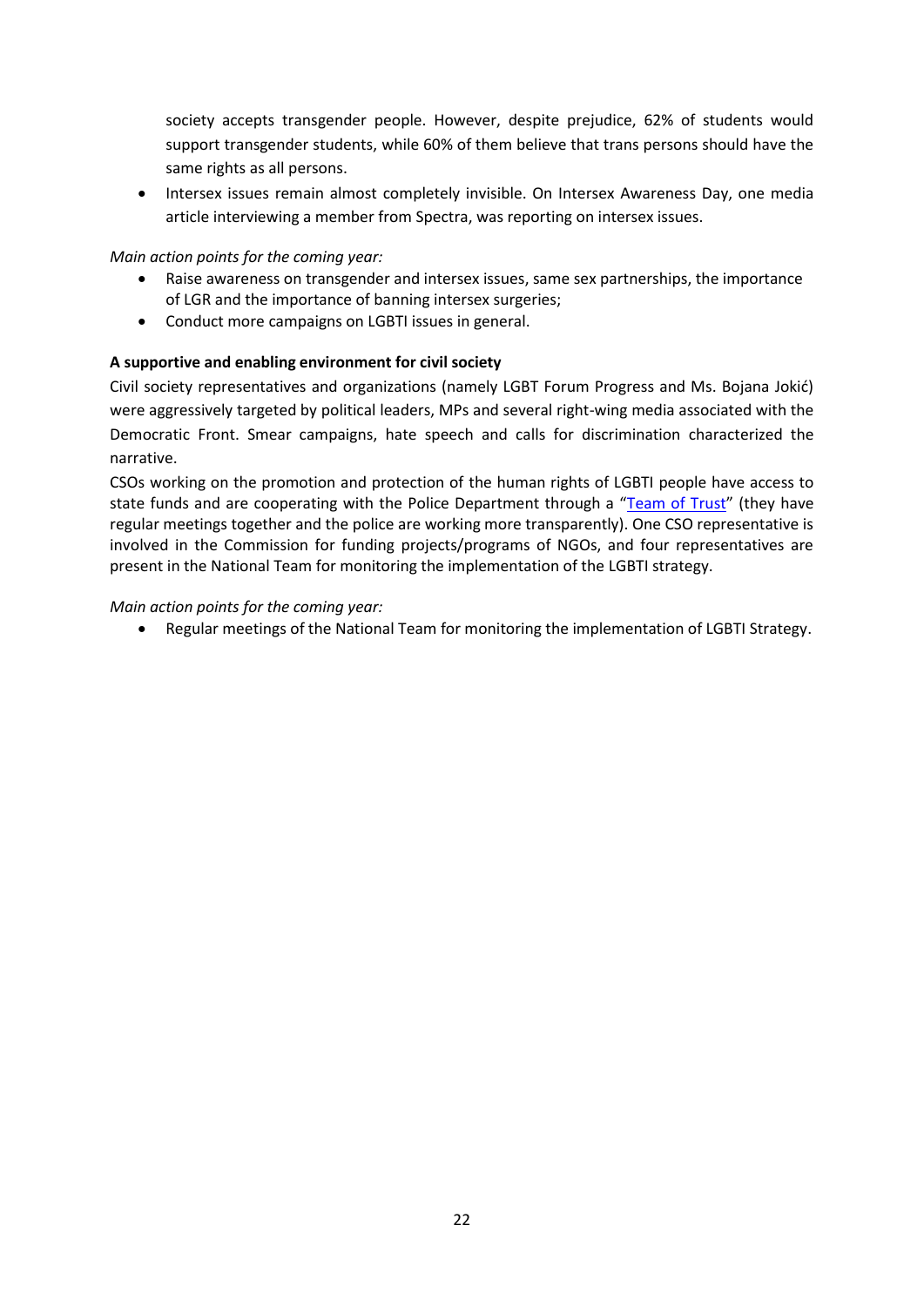society accepts transgender people. However, despite prejudice, 62% of students would support transgender students, while 60% of them believe that trans persons should have the same rights as all persons.

- Intersex issues remain almost completely invisible. On Intersex Awareness Day, one media article interviewing a member from Spectra, was reporting on intersex issues.

*Main action points for the coming year:*

- Raise awareness on transgender and intersex issues, same sex partnerships, the importance of LGR and the importance of banning intersex surgeries;
- Conduct more campaigns on LGBTI issues in general.

**A supportive and enabling environment for civil society**

Civil society representatives and organizations (namely LGBT Forum Progress and Ms. Bojana Jokić) were aggressively targeted by political leaders, MPs and several right-wing media associated with the Democratic Front. Smear campaigns, hate speech and calls for discrimination characterized the narrative.

CSOs working on the promotion and protection of the human rights of LGBTI people have access to state funds and are cooperating with the Police Department through a "Team of Trust" (they have regular meetings together and the police are working more transparently). One CSO representative is involved in the Commission for funding projects/programs of NGOs, and four representatives are present in the National Team for monitoring the implementation of the LGBTI strategy.

*Main action points for the coming year:*

- Regular meetings of the National Team for monitoring the implementation of LGBTI Strategy.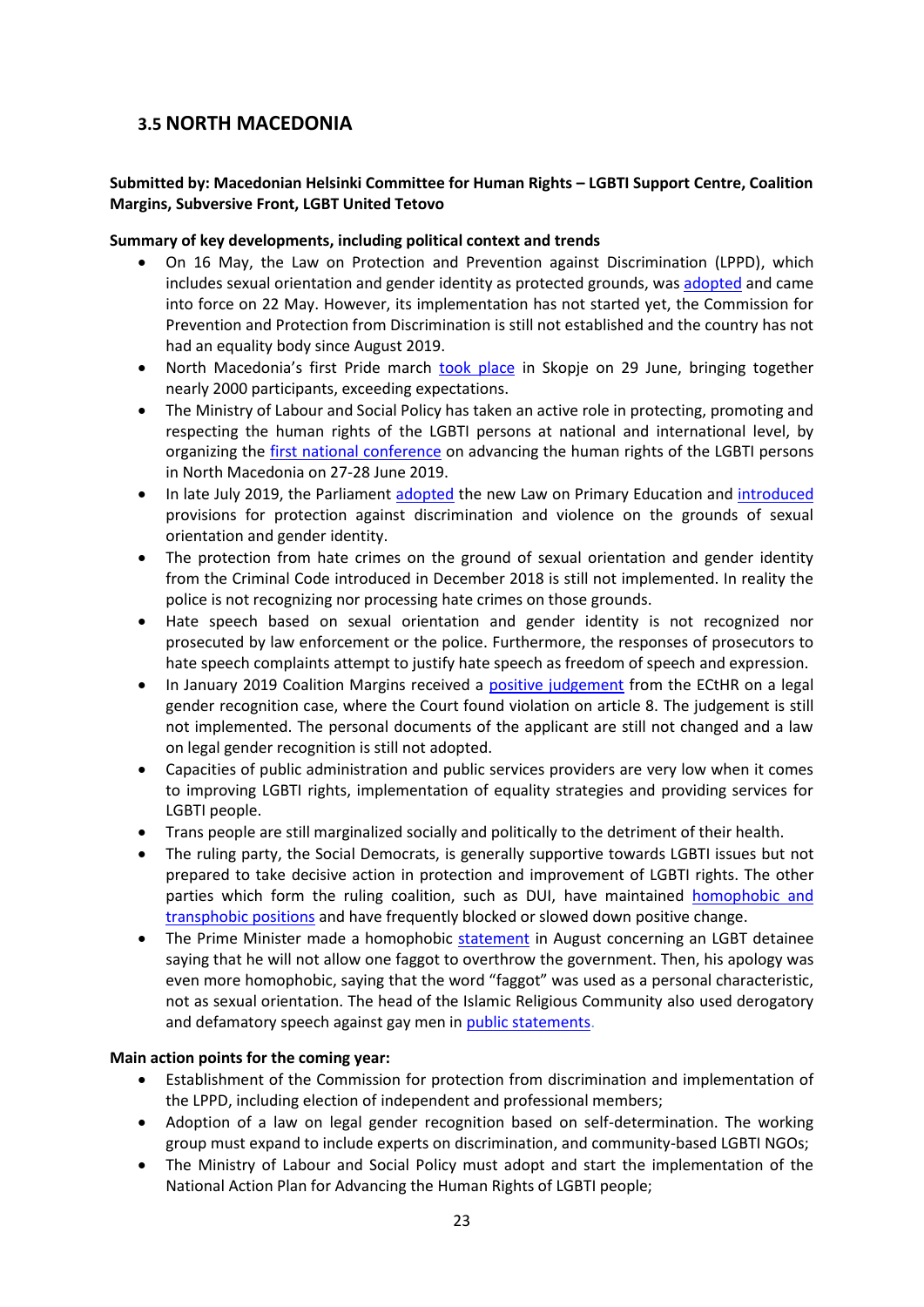## 3.5 NORTH MACEDONIA

**Submitted by: Macedonian Helsinki Committee for Human Rights – LGBTI Support Centre, Coalition Margins, Subversive Front, LGBT United Tetovo**

**Summary of key developments, including political context and trends**

- On 16 May, the Law on Protection and Prevention against Discrimination (LPPD), which includes sexual orientation and gender identity as protected grounds, was adopted and came into force on 22 May. However, its implementation has not started yet, the Commission for Prevention and Protection from Discrimination is still not established and the country has not had an equality body since August 2019.
- North Macedonia's first Pride march took place in Skopje on 29 June, bringing together nearly 2000 participants, exceeding expectations.
- The Ministry of Labour and Social Policy has taken an active role in protecting, promoting and respecting the human rights of the LGBTI persons at national and international level, by organizing the first national conference on advancing the human rights of the LGBTI persons in North Macedonia on 27-28 June 2019.
- In late July 2019, the Parliament adopted the new Law on Primary Education and introduced provisions for protection against discrimination and violence on the grounds of sexual orientation and gender identity.
- The protection from hate crimes on the ground of sexual orientation and gender identity from the Criminal Code introduced in December 2018 is still not implemented. In reality the police is not recognizing nor processing hate crimes on those grounds.
- Hate speech based on sexual orientation and gender identity is not recognized nor prosecuted by law enforcement or the police. Furthermore, the responses of prosecutors to hate speech complaints attempt to justify hate speech as freedom of speech and expression.
- In January 2019 Coalition Margins received a positive judgement from the ECtHR on a legal gender recognition case, where the Court found violation on article 8. The judgement is still not implemented. The personal documents of the applicant are still not changed and a law on legal gender recognition is still not adopted.
- Capacities of public administration and public services providers are very low when it comes to improving LGBTI rights, implementation of equality strategies and providing services for LGBTI people.
- Trans people are still marginalized socially and politically to the detriment of their health.
- The ruling party, the Social Democrats, is generally supportive towards LGBTI issues but not prepared to take decisive action in protection and improvement of LGBTI rights. The other parties which form the ruling coalition, such as DUI, have maintained homophobic and transphobic positions and have frequently blocked or slowed down positive change.
- The Prime Minister made a homophobic statement in August concerning an LGBT detainee saying that he will not allow one faggot to overthrow the government. Then, his apology was even more homophobic, saying that the word "faggot" was used as a personal characteristic, not as sexual orientation. The head of the Islamic Religious Community also used derogatory and defamatory speech against gay men in public statements.

**Main action points for the coming year:**

- Establishment of the Commission for protection from discrimination and implementation of the LPPD, including election of independent and professional members;
- Adoption of a law on legal gender recognition based on self-determination. The working group must expand to include experts on discrimination, and community-based LGBTI NGOs;
- The Ministry of Labour and Social Policy must adopt and start the implementation of the National Action Plan for Advancing the Human Rights of LGBTI people;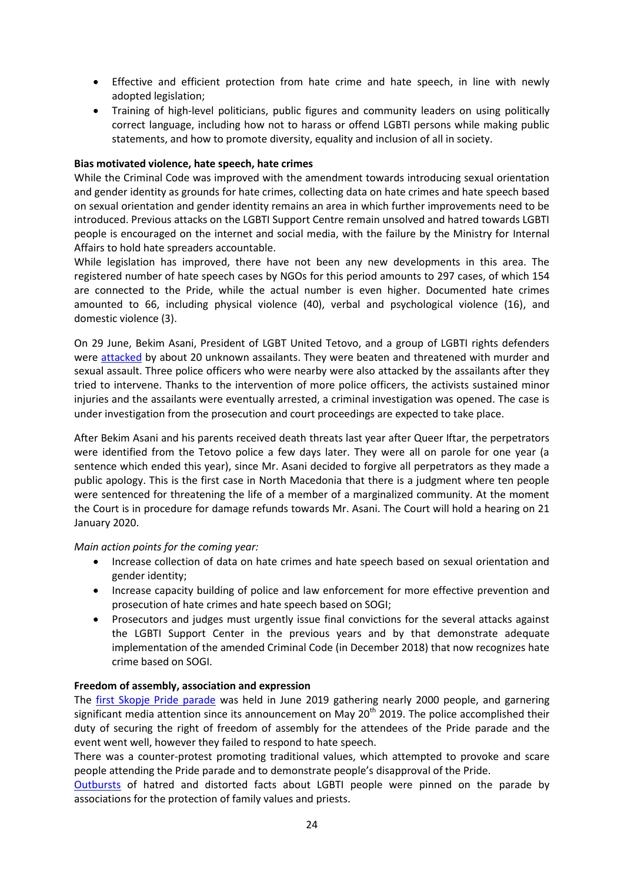- Effective and efficient protection from hate crime and hate speech, in line with newly adopted legislation;
- Training of high-level politicians, public figures and community leaders on using politically correct language, including how not to harass or offend LGBTI persons while making public statements, and how to promote diversity, equality and inclusion of all in society.

**Bias motivated violence, hate speech, hate crimes**

While the Criminal Code was improved with the amendment towards introducing sexual orientation and gender identity as grounds for hate crimes, collecting data on hate crimes and hate speech based on sexual orientation and gender identity remains an area in which further improvements need to be introduced. Previous attacks on the LGBTI Support Centre remain unsolved and hatred towards LGBTI people is encouraged on the internet and social media, with the failure by the Ministry for Internal Affairs to hold hate spreaders accountable.

While legislation has improved, there have not been any new developments in this area. The registered number of hate speech cases by NGOs for this period amounts to 297 cases, of which 154 are connected to the Pride, while the actual number is even higher. Documented hate crimes amounted to 66, including physical violence (40), verbal and psychological violence (16), and domestic violence (3).

On 29 June, Bekim Asani, President of LGBT United Tetovo, and a group of LGBTI rights defenders were attacked by about 20 unknown assailants. They were beaten and threatened with murder and sexual assault. Three police officers who were nearby were also attacked by the assailants after they tried to intervene. Thanks to the intervention of more police officers, the activists sustained minor injuries and the assailants were eventually arrested, a criminal investigation was opened. The case is under investigation from the prosecution and court proceedings are expected to take place.

After Bekim Asani and his parents received death threats last year after Queer Iftar, the perpetrators were identified from the Tetovo police a few days later. They were all on parole for one year (a sentence which ended this year), since Mr. Asani decided to forgive all perpetrators as they made a public apology. This is the first case in North Macedonia that there is a judgment where ten people were sentenced for threatening the life of a member of a marginalized community. At the moment the Court is in procedure for damage refunds towards Mr. Asani. The Court will hold a hearing on 21 January 2020.

*Main action points for the coming year:*

- Increase collection of data on hate crimes and hate speech based on sexual orientation and gender identity;
- Increase capacity building of police and law enforcement for more effective prevention and prosecution of hate crimes and hate speech based on SOGI;
- Prosecutors and judges must urgently issue final convictions for the several attacks against the LGBTI Support Center in the previous years and by that demonstrate adequate implementation of the amended Criminal Code (in December 2018) that now recognizes hate crime based on SOGI.

**Freedom of assembly, association and expression**

The first Skopje Pride parade was held in June 2019 gathering nearly 2000 people, and garnering significant media attention since its announcement on May 20th 2019. The police accomplished their duty of securing the right of freedom of assembly for the attendees of the Pride parade and the event went well, however they failed to respond to hate speech.

There was a counter-protest promoting traditional values, which attempted to provoke and scare people attending the Pride parade and to demonstrate people's disapproval of the Pride.

Outbursts of hatred and distorted facts about LGBTI people were pinned on the parade by associations for the protection of family values and priests.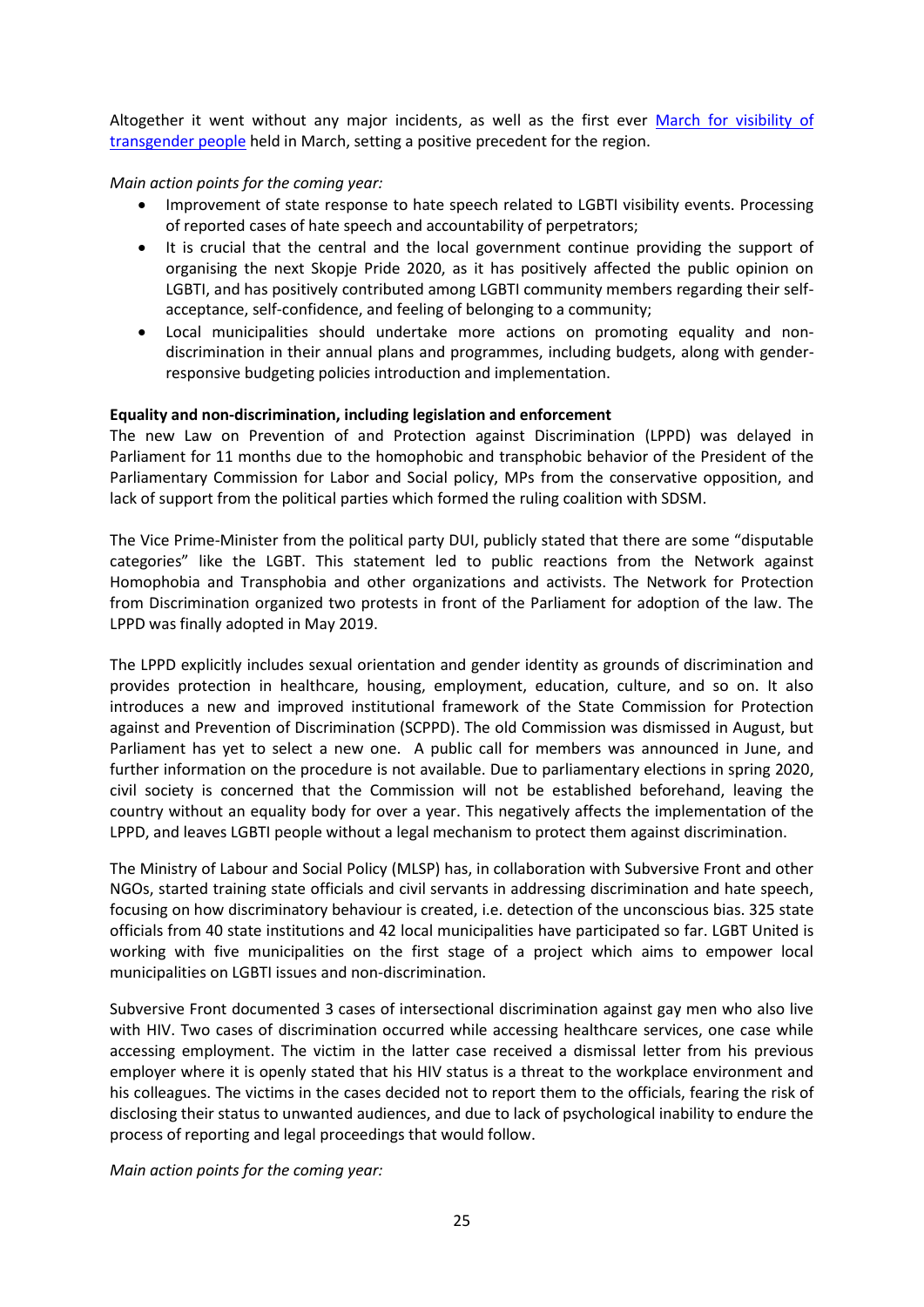Altogether it went without any major incidents, as well as the first ever March for visibility of transgender people held in March, setting a positive precedent for the region.

*Main action points for the coming year:*

- Improvement of state response to hate speech related to LGBTI visibility events. Processing of reported cases of hate speech and accountability of perpetrators;
- It is crucial that the central and the local government continue providing the support of organising the next Skopje Pride 2020, as it has positively affected the public opinion on LGBTI, and has positively contributed among LGBTI community members regarding their self-acceptance, self-confidence, and feeling of belonging to a community;
- Local municipalities should undertake more actions on promoting equality and non-discrimination in their annual plans and programmes, including budgets, along with gender-responsive budgeting policies introduction and implementation.

**Equality and non-discrimination, including legislation and enforcement**

The new Law on Prevention of and Protection against Discrimination (LPPD) was delayed in Parliament for 11 months due to the homophobic and transphobic behavior of the President of the Parliamentary Commission for Labor and Social policy, MPs from the conservative opposition, and lack of support from the political parties which formed the ruling coalition with SDSM.

The Vice Prime-Minister from the political party DUI, publicly stated that there are some "disputable categories" like the LGBT. This statement led to public reactions from the Network against Homophobia and Transphobia and other organizations and activists. The Network for Protection from Discrimination organized two protests in front of the Parliament for adoption of the law. The LPPD was finally adopted in May 2019.

The LPPD explicitly includes sexual orientation and gender identity as grounds of discrimination and provides protection in healthcare, housing, employment, education, culture, and so on. It also introduces a new and improved institutional framework of the State Commission for Protection against and Prevention of Discrimination (SCPPD). The old Commission was dismissed in August, but Parliament has yet to select a new one. A public call for members was announced in June, and further information on the procedure is not available. Due to parliamentary elections in spring 2020, civil society is concerned that the Commission will not be established beforehand, leaving the country without an equality body for over a year. This negatively affects the implementation of the LPPD, and leaves LGBTI people without a legal mechanism to protect them against discrimination.

The Ministry of Labour and Social Policy (MLSP) has, in collaboration with Subversive Front and other NGOs, started training state officials and civil servants in addressing discrimination and hate speech, focusing on how discriminatory behaviour is created, i.e. detection of the unconscious bias. 325 state officials from 40 state institutions and 42 local municipalities have participated so far. LGBT United is working with five municipalities on the first stage of a project which aims to empower local municipalities on LGBTI issues and non-discrimination.

Subversive Front documented 3 cases of intersectional discrimination against gay men who also live with HIV. Two cases of discrimination occurred while accessing healthcare services, one case while accessing employment. The victim in the latter case received a dismissal letter from his previous employer where it is openly stated that his HIV status is a threat to the workplace environment and his colleagues. The victims in the cases decided not to report them to the officials, fearing the risk of disclosing their status to unwanted audiences, and due to lack of psychological inability to endure the process of reporting and legal proceedings that would follow.

*Main action points for the coming year:*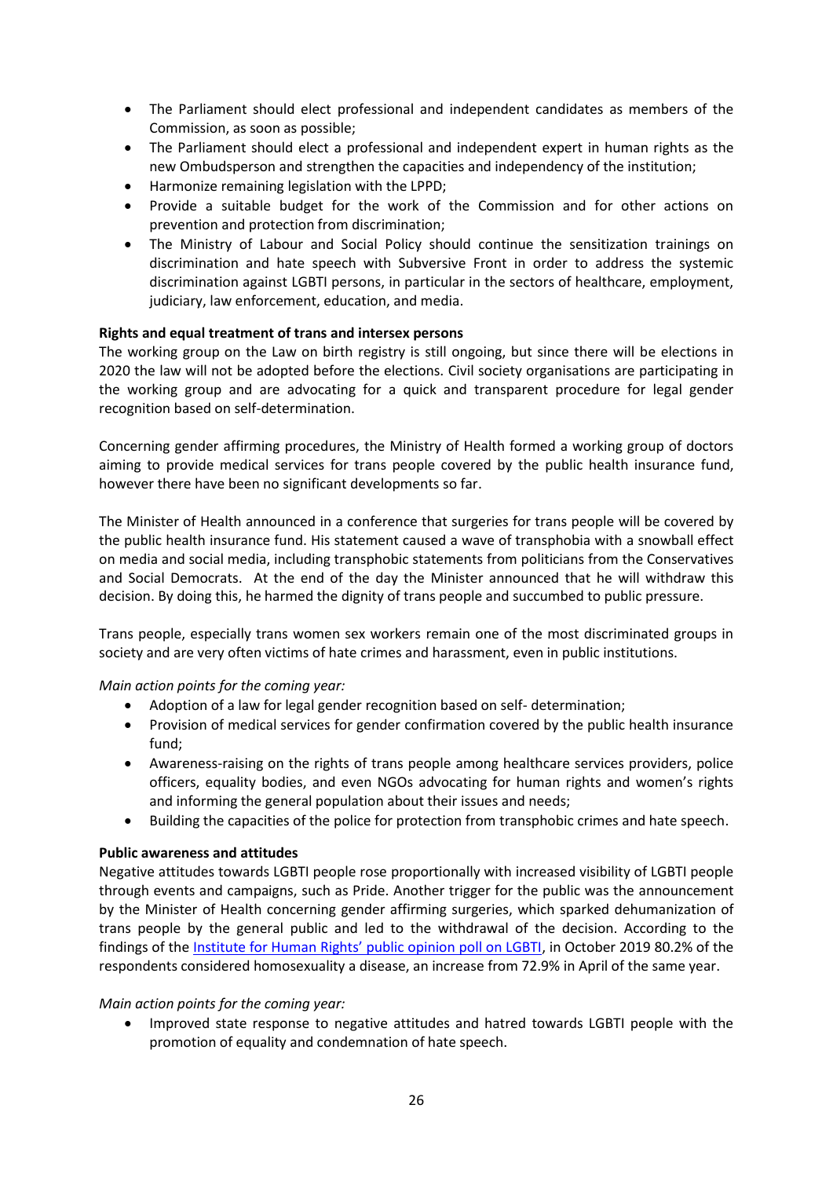- The Parliament should elect professional and independent candidates as members of the Commission, as soon as possible;
- The Parliament should elect a professional and independent expert in human rights as the new Ombudsperson and strengthen the capacities and independency of the institution;
- Harmonize remaining legislation with the LPPD;
- Provide a suitable budget for the work of the Commission and for other actions on prevention and protection from discrimination;
- The Ministry of Labour and Social Policy should continue the sensitization trainings on discrimination and hate speech with Subversive Front in order to address the systemic discrimination against LGBTI persons, in particular in the sectors of healthcare, employment, judiciary, law enforcement, education, and media.

**Rights and equal treatment of trans and intersex persons**

The working group on the Law on birth registry is still ongoing, but since there will be elections in 2020 the law will not be adopted before the elections. Civil society organisations are participating in the working group and are advocating for a quick and transparent procedure for legal gender recognition based on self-determination.

Concerning gender affirming procedures, the Ministry of Health formed a working group of doctors aiming to provide medical services for trans people covered by the public health insurance fund, however there have been no significant developments so far.

The Minister of Health announced in a conference that surgeries for trans people will be covered by the public health insurance fund. His statement caused a wave of transphobia with a snowball effect on media and social media, including transphobic statements from politicians from the Conservatives and Social Democrats. At the end of the day the Minister announced that he will withdraw this decision. By doing this, he harmed the dignity of trans people and succumbed to public pressure.

Trans people, especially trans women sex workers remain one of the most discriminated groups in society and are very often victims of hate crimes and harassment, even in public institutions.

*Main action points for the coming year:*

- Adoption of a law for legal gender recognition based on self- determination;
- Provision of medical services for gender confirmation covered by the public health insurance fund;
- Awareness-raising on the rights of trans people among healthcare services providers, police officers, equality bodies, and even NGOs advocating for human rights and women's rights and informing the general population about their issues and needs;
- Building the capacities of the police for protection from transphobic crimes and hate speech.

**Public awareness and attitudes**

Negative attitudes towards LGBTI people rose proportionally with increased visibility of LGBTI people through events and campaigns, such as Pride. Another trigger for the public was the announcement by the Minister of Health concerning gender affirming surgeries, which sparked dehumanization of trans people by the general public and led to the withdrawal of the decision. According to the findings of the Institute for Human Rights' public opinion poll on LGBTI, in October 2019 80.2% of the respondents considered homosexuality a disease, an increase from 72.9% in April of the same year.

*Main action points for the coming year:*

- Improved state response to negative attitudes and hatred towards LGBTI people with the promotion of equality and condemnation of hate speech.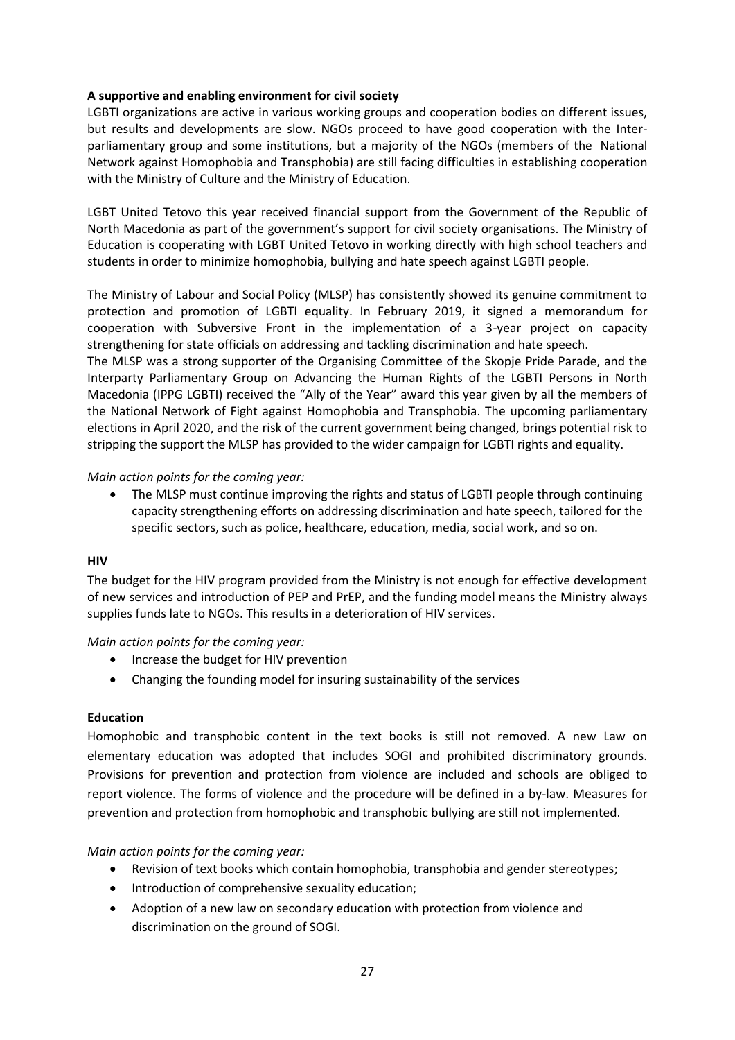**A supportive and enabling environment for civil society**

LGBTI organizations are active in various working groups and cooperation bodies on different issues, but results and developments are slow. NGOs proceed to have good cooperation with the Inter-parliamentary group and some institutions, but a majority of the NGOs (members of the National Network against Homophobia and Transphobia) are still facing difficulties in establishing cooperation with the Ministry of Culture and the Ministry of Education.

LGBT United Tetovo this year received financial support from the Government of the Republic of North Macedonia as part of the government's support for civil society organisations. The Ministry of Education is cooperating with LGBT United Tetovo in working directly with high school teachers and students in order to minimize homophobia, bullying and hate speech against LGBTI people.

The Ministry of Labour and Social Policy (MLSP) has consistently showed its genuine commitment to protection and promotion of LGBTI equality. In February 2019, it signed a memorandum for cooperation with Subversive Front in the implementation of a 3-year project on capacity strengthening for state officials on addressing and tackling discrimination and hate speech.

The MLSP was a strong supporter of the Organising Committee of the Skopje Pride Parade, and the Interparty Parliamentary Group on Advancing the Human Rights of the LGBTI Persons in North Macedonia (IPPG LGBTI) received the "Ally of the Year" award this year given by all the members of the National Network of Fight against Homophobia and Transphobia. The upcoming parliamentary elections in April 2020, and the risk of the current government being changed, brings potential risk to stripping the support the MLSP has provided to the wider campaign for LGBTI rights and equality.

*Main action points for the coming year:*

- The MLSP must continue improving the rights and status of LGBTI people through continuing capacity strengthening efforts on addressing discrimination and hate speech, tailored for the specific sectors, such as police, healthcare, education, media, social work, and so on.

**HIV**

The budget for the HIV program provided from the Ministry is not enough for effective development of new services and introduction of PEP and PrEP, and the funding model means the Ministry always supplies funds late to NGOs. This results in a deterioration of HIV services.

*Main action points for the coming year:*

- Increase the budget for HIV prevention
- Changing the founding model for insuring sustainability of the services

**Education**

Homophobic and transphobic content in the text books is still not removed. A new Law on elementary education was adopted that includes SOGI and prohibited discriminatory grounds. Provisions for prevention and protection from violence are included and schools are obliged to report violence. The forms of violence and the procedure will be defined in a by-law. Measures for prevention and protection from homophobic and transphobic bullying are still not implemented.

*Main action points for the coming year:*

- Revision of text books which contain homophobia, transphobia and gender stereotypes;
- Introduction of comprehensive sexuality education;
- Adoption of a new law on secondary education with protection from violence and discrimination on the ground of SOGI.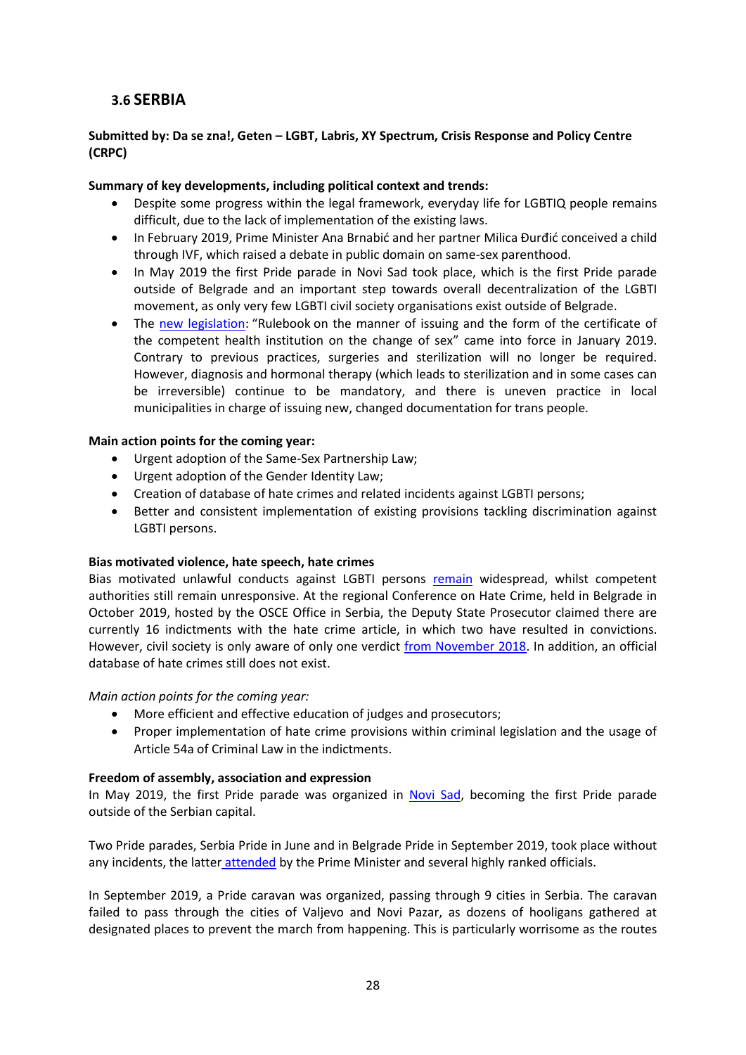## 3.6 SERBIA

**Submitted by: Da se zna!, Geten – LGBT, Labris, XY Spectrum, Crisis Response and Policy Centre (CRPC)**

**Summary of key developments, including political context and trends:**

- Despite some progress within the legal framework, everyday life for LGBTIQ people remains difficult, due to the lack of implementation of the existing laws.
- In February 2019, Prime Minister Ana Brnabić and her partner Milica Đurđić conceived a child through IVF, which raised a debate in public domain on same-sex parenthood.
- In May 2019 the first Pride parade in Novi Sad took place, which is the first Pride parade outside of Belgrade and an important step towards overall decentralization of the LGBTI movement, as only very few LGBTI civil society organisations exist outside of Belgrade.
- The new legislation: "Rulebook on the manner of issuing and the form of the certificate of the competent health institution on the change of sex" came into force in January 2019. Contrary to previous practices, surgeries and sterilization will no longer be required. However, diagnosis and hormonal therapy (which leads to sterilization and in some cases can be irreversible) continue to be mandatory, and there is uneven practice in local municipalities in charge of issuing new, changed documentation for trans people.

**Main action points for the coming year:**

- Urgent adoption of the Same-Sex Partnership Law;
- Urgent adoption of the Gender Identity Law;
- Creation of database of hate crimes and related incidents against LGBTI persons;
- Better and consistent implementation of existing provisions tackling discrimination against LGBTI persons.

**Bias motivated violence, hate speech, hate crimes**

Bias motivated unlawful conducts against LGBTI persons remain widespread, whilst competent authorities still remain unresponsive. At the regional Conference on Hate Crime, held in Belgrade in October 2019, hosted by the OSCE Office in Serbia, the Deputy State Prosecutor claimed there are currently 16 indictments with the hate crime article, in which two have resulted in convictions. However, civil society is only aware of only one verdict from November 2018. In addition, an official database of hate crimes still does not exist.

*Main action points for the coming year:*

- More efficient and effective education of judges and prosecutors;
- Proper implementation of hate crime provisions within criminal legislation and the usage of Article 54a of Criminal Law in the indictments.

**Freedom of assembly, association and expression**

In May 2019, the first Pride parade was organized in Novi Sad, becoming the first Pride parade outside of the Serbian capital.

Two Pride parades, Serbia Pride in June and in Belgrade Pride in September 2019, took place without any incidents, the latter attended by the Prime Minister and several highly ranked officials.

In September 2019, a Pride caravan was organized, passing through 9 cities in Serbia. The caravan failed to pass through the cities of Valjevo and Novi Pazar, as dozens of hooligans gathered at designated places to prevent the march from happening. This is particularly worrisome as the routes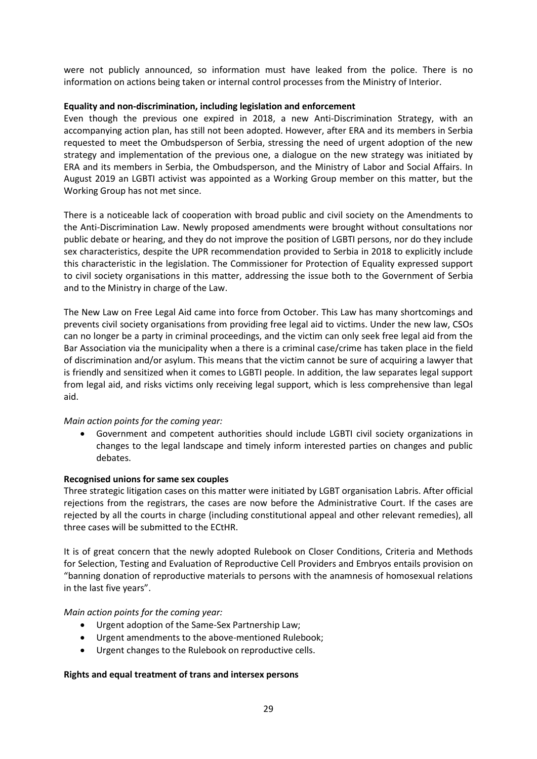were not publicly announced, so information must have leaked from the police. There is no information on actions being taken or internal control processes from the Ministry of Interior.

**Equality and non-discrimination, including legislation and enforcement**

Even though the previous one expired in 2018, a new Anti-Discrimination Strategy, with an accompanying action plan, has still not been adopted. However, after ERA and its members in Serbia requested to meet the Ombudsperson of Serbia, stressing the need of urgent adoption of the new strategy and implementation of the previous one, a dialogue on the new strategy was initiated by ERA and its members in Serbia, the Ombudsperson, and the Ministry of Labor and Social Affairs. In August 2019 an LGBTI activist was appointed as a Working Group member on this matter, but the Working Group has not met since.

There is a noticeable lack of cooperation with broad public and civil society on the Amendments to the Anti-Discrimination Law. Newly proposed amendments were brought without consultations nor public debate or hearing, and they do not improve the position of LGBTI persons, nor do they include sex characteristics, despite the UPR recommendation provided to Serbia in 2018 to explicitly include this characteristic in the legislation. The Commissioner for Protection of Equality expressed support to civil society organisations in this matter, addressing the issue both to the Government of Serbia and to the Ministry in charge of the Law.

The New Law on Free Legal Aid came into force from October. This Law has many shortcomings and prevents civil society organisations from providing free legal aid to victims. Under the new law, CSOs can no longer be a party in criminal proceedings, and the victim can only seek free legal aid from the Bar Association via the municipality when a there is a criminal case/crime has taken place in the field of discrimination and/or asylum. This means that the victim cannot be sure of acquiring a lawyer that is friendly and sensitized when it comes to LGBTI people. In addition, the law separates legal support from legal aid, and risks victims only receiving legal support, which is less comprehensive than legal aid.

*Main action points for the coming year:*

- Government and competent authorities should include LGBTI civil society organizations in changes to the legal landscape and timely inform interested parties on changes and public debates.

**Recognised unions for same sex couples**

Three strategic litigation cases on this matter were initiated by LGBT organisation Labris. After official rejections from the registrars, the cases are now before the Administrative Court. If the cases are rejected by all the courts in charge (including constitutional appeal and other relevant remedies), all three cases will be submitted to the ECtHR.

It is of great concern that the newly adopted Rulebook on Closer Conditions, Criteria and Methods for Selection, Testing and Evaluation of Reproductive Cell Providers and Embryos entails provision on "banning donation of reproductive materials to persons with the anamnesis of homosexual relations in the last five years".

*Main action points for the coming year:*

- Urgent adoption of the Same-Sex Partnership Law;
- Urgent amendments to the above-mentioned Rulebook;
- Urgent changes to the Rulebook on reproductive cells.

**Rights and equal treatment of trans and intersex persons**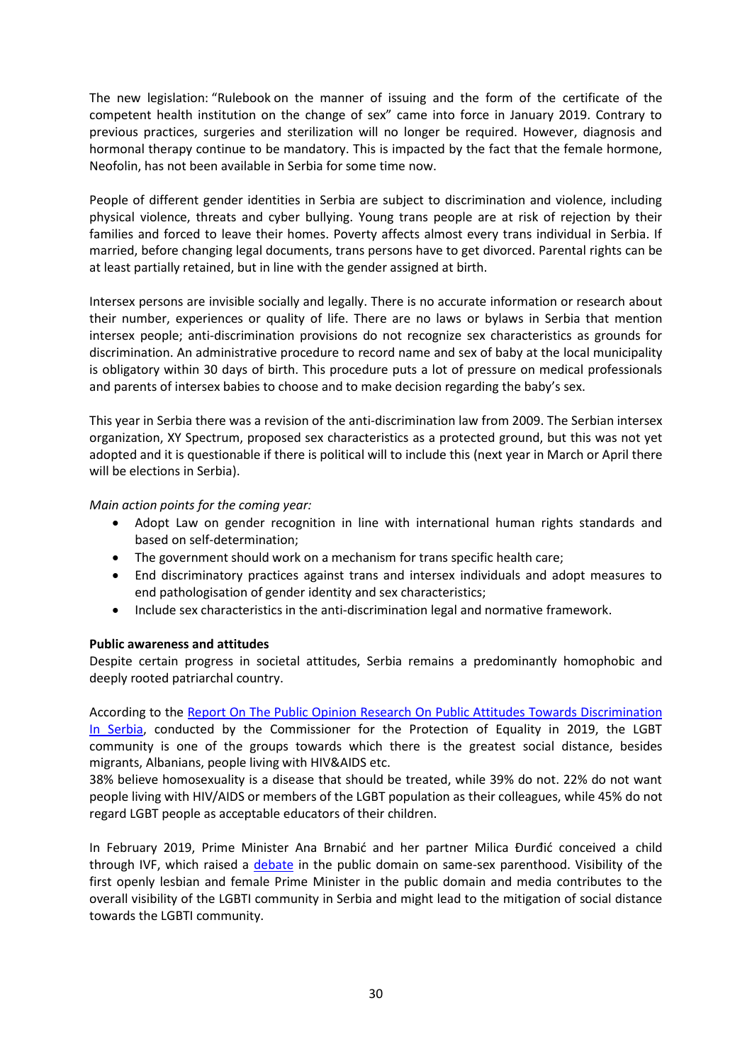The new legislation: "Rulebook on the manner of issuing and the form of the certificate of the competent health institution on the change of sex" came into force in January 2019. Contrary to previous practices, surgeries and sterilization will no longer be required. However, diagnosis and hormonal therapy continue to be mandatory. This is impacted by the fact that the female hormone, Neofolin, has not been available in Serbia for some time now.

People of different gender identities in Serbia are subject to discrimination and violence, including physical violence, threats and cyber bullying. Young trans people are at risk of rejection by their families and forced to leave their homes. Poverty affects almost every trans individual in Serbia. If married, before changing legal documents, trans persons have to get divorced. Parental rights can be at least partially retained, but in line with the gender assigned at birth.

Intersex persons are invisible socially and legally. There is no accurate information or research about their number, experiences or quality of life. There are no laws or bylaws in Serbia that mention intersex people; anti-discrimination provisions do not recognize sex characteristics as grounds for discrimination. An administrative procedure to record name and sex of baby at the local municipality is obligatory within 30 days of birth. This procedure puts a lot of pressure on medical professionals and parents of intersex babies to choose and to make decision regarding the baby's sex.

This year in Serbia there was a revision of the anti-discrimination law from 2009. The Serbian intersex organization, XY Spectrum, proposed sex characteristics as a protected ground, but this was not yet adopted and it is questionable if there is political will to include this (next year in March or April there will be elections in Serbia).

*Main action points for the coming year:*

- Adopt Law on gender recognition in line with international human rights standards and based on self-determination;
- The government should work on a mechanism for trans specific health care;
- End discriminatory practices against trans and intersex individuals and adopt measures to end pathologisation of gender identity and sex characteristics;
- Include sex characteristics in the anti-discrimination legal and normative framework.

**Public awareness and attitudes**

Despite certain progress in societal attitudes, Serbia remains a predominantly homophobic and deeply rooted patriarchal country.

According to the Report On The Public Opinion Research On Public Attitudes Towards Discrimination In Serbia, conducted by the Commissioner for the Protection of Equality in 2019, the LGBT community is one of the groups towards which there is the greatest social distance, besides migrants, Albanians, people living with HIV&AIDS etc.

38% believe homosexuality is a disease that should be treated, while 39% do not. 22% do not want people living with HIV/AIDS or members of the LGBT population as their colleagues, while 45% do not regard LGBT people as acceptable educators of their children.

In February 2019, Prime Minister Ana Brnabić and her partner Milica Đurđić conceived a child through IVF, which raised a debate in the public domain on same-sex parenthood. Visibility of the first openly lesbian and female Prime Minister in the public domain and media contributes to the overall visibility of the LGBTI community in Serbia and might lead to the mitigation of social distance towards the LGBTI community.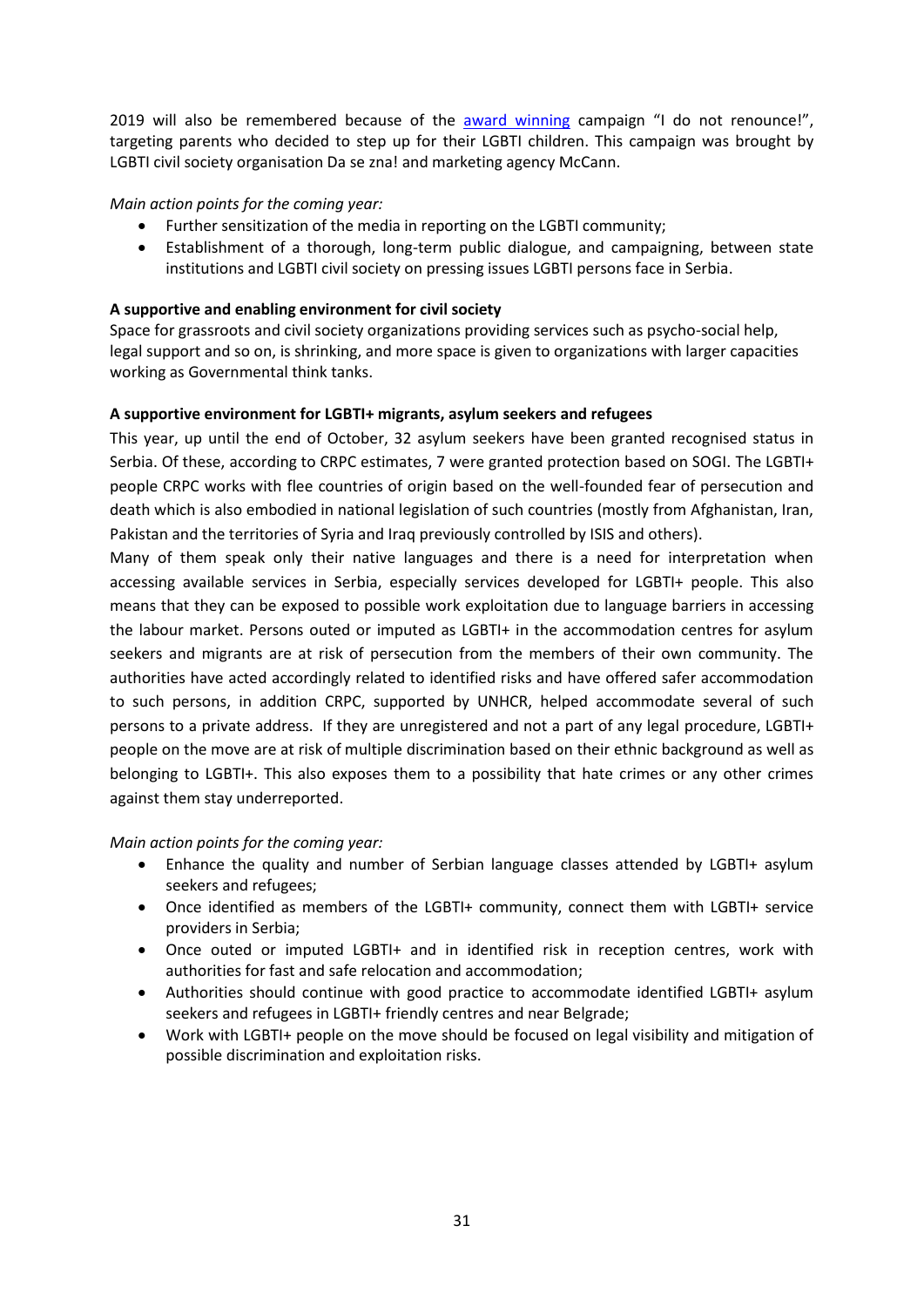2019 will also be remembered because of the [award winning](#) campaign "I do not renounce!", targeting parents who decided to step up for their LGBTI children. This campaign was brought by LGBTI civil society organisation Da se zna! and marketing agency McCann.

*Main action points for the coming year:*

- Further sensitization of the media in reporting on the LGBTI community;
- Establishment of a thorough, long-term public dialogue, and campaigning, between state institutions and LGBTI civil society on pressing issues LGBTI persons face in Serbia.

**A supportive and enabling environment for civil society**

Space for grassroots and civil society organizations providing services such as psycho-social help, legal support and so on, is shrinking, and more space is given to organizations with larger capacities working as Governmental think tanks.

**A supportive environment for LGBTI+ migrants, asylum seekers and refugees**

This year, up until the end of October, 32 asylum seekers have been granted recognised status in Serbia. Of these, according to CRPC estimates, 7 were granted protection based on SOGI. The LGBTI+ people CRPC works with flee countries of origin based on the well-founded fear of persecution and death which is also embodied in national legislation of such countries (mostly from Afghanistan, Iran, Pakistan and the territories of Syria and Iraq previously controlled by ISIS and others).

Many of them speak only their native languages and there is a need for interpretation when accessing available services in Serbia, especially services developed for LGBTI+ people. This also means that they can be exposed to possible work exploitation due to language barriers in accessing the labour market. Persons outed or imputed as LGBTI+ in the accommodation centres for asylum seekers and migrants are at risk of persecution from the members of their own community. The authorities have acted accordingly related to identified risks and have offered safer accommodation to such persons, in addition CRPC, supported by UNHCR, helped accommodate several of such persons to a private address. If they are unregistered and not a part of any legal procedure, LGBTI+ people on the move are at risk of multiple discrimination based on their ethnic background as well as belonging to LGBTI+. This also exposes them to a possibility that hate crimes or any other crimes against them stay underreported.

*Main action points for the coming year:*

- Enhance the quality and number of Serbian language classes attended by LGBTI+ asylum seekers and refugees;
- Once identified as members of the LGBTI+ community, connect them with LGBTI+ service providers in Serbia;
- Once outed or imputed LGBTI+ and in identified risk in reception centres, work with authorities for fast and safe relocation and accommodation;
- Authorities should continue with good practice to accommodate identified LGBTI+ asylum seekers and refugees in LGBTI+ friendly centres and near Belgrade;
- Work with LGBTI+ people on the move should be focused on legal visibility and mitigation of possible discrimination and exploitation risks.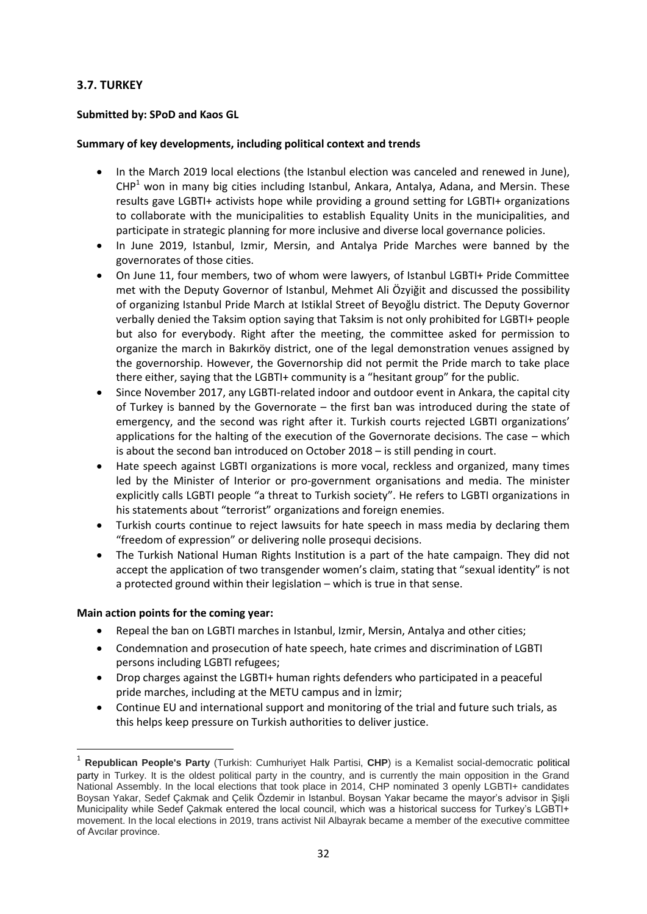### 3.7. TURKEY

**Submitted by: SPoD and Kaos GL**

**Summary of key developments, including political context and trends**

- In the March 2019 local elections (the Istanbul election was canceled and renewed in June), CHP[1] won in many big cities including Istanbul, Ankara, Antalya, Adana, and Mersin. These results gave LGBTI+ activists hope while providing a ground setting for LGBTI+ organizations to collaborate with the municipalities to establish Equality Units in the municipalities, and participate in strategic planning for more inclusive and diverse local governance policies.
- In June 2019, Istanbul, Izmir, Mersin, and Antalya Pride Marches were banned by the governorates of those cities.
- On June 11, four members, two of whom were lawyers, of Istanbul LGBTI+ Pride Committee met with the Deputy Governor of Istanbul, Mehmet Ali Özyiğit and discussed the possibility of organizing Istanbul Pride March at Istiklal Street of Beyoğlu district. The Deputy Governor verbally denied the Taksim option saying that Taksim is not only prohibited for LGBTI+ people but also for everybody. Right after the meeting, the committee asked for permission to organize the march in Bakırköy district, one of the legal demonstration venues assigned by the governorship. However, the Governorship did not permit the Pride march to take place there either, saying that the LGBTI+ community is a "hesitant group" for the public.
- Since November 2017, any LGBTI-related indoor and outdoor event in Ankara, the capital city of Turkey is banned by the Governorate – the first ban was introduced during the state of emergency, and the second was right after it. Turkish courts rejected LGBTI organizations' applications for the halting of the execution of the Governorate decisions. The case – which is about the second ban introduced on October 2018 – is still pending in court.
- Hate speech against LGBTI organizations is more vocal, reckless and organized, many times led by the Minister of Interior or pro-government organisations and media. The minister explicitly calls LGBTI people "a threat to Turkish society". He refers to LGBTI organizations in his statements about "terrorist" organizations and foreign enemies.
- Turkish courts continue to reject lawsuits for hate speech in mass media by declaring them "freedom of expression" or delivering nolle prosequi decisions.
- The Turkish National Human Rights Institution is a part of the hate campaign. They did not accept the application of two transgender women's claim, stating that "sexual identity" is not a protected ground within their legislation – which is true in that sense.

**Main action points for the coming year:**

- Repeal the ban on LGBTI marches in Istanbul, Izmir, Mersin, Antalya and other cities;
- Condemnation and prosecution of hate speech, hate crimes and discrimination of LGBTI persons including LGBTI refugees;
- Drop charges against the LGBTI+ human rights defenders who participated in a peaceful pride marches, including at the METU campus and in İzmir;
- Continue EU and international support and monitoring of the trial and future such trials, as this helps keep pressure on Turkish authorities to deliver justice.

---

[1] **Republican People's Party** (Turkish: Cumhuriyet Halk Partisi, **CHP**) is a Kemalist social-democratic political party in Turkey. It is the oldest political party in the country, and is currently the main opposition in the Grand National Assembly. In the local elections that took place in 2014, CHP nominated 3 openly LGBTI+ candidates Boysan Yakar, Sedef Çakmak and Çelik Özdemir in Istanbul. Boysan Yakar became the mayor's advisor in Şişli Municipality while Sedef Çakmak entered the local council, which was a historical success for Turkey's LGBTI+ movement. In the local elections in 2019, trans activist Nil Albayrak became a member of the executive committee of Avcılar province.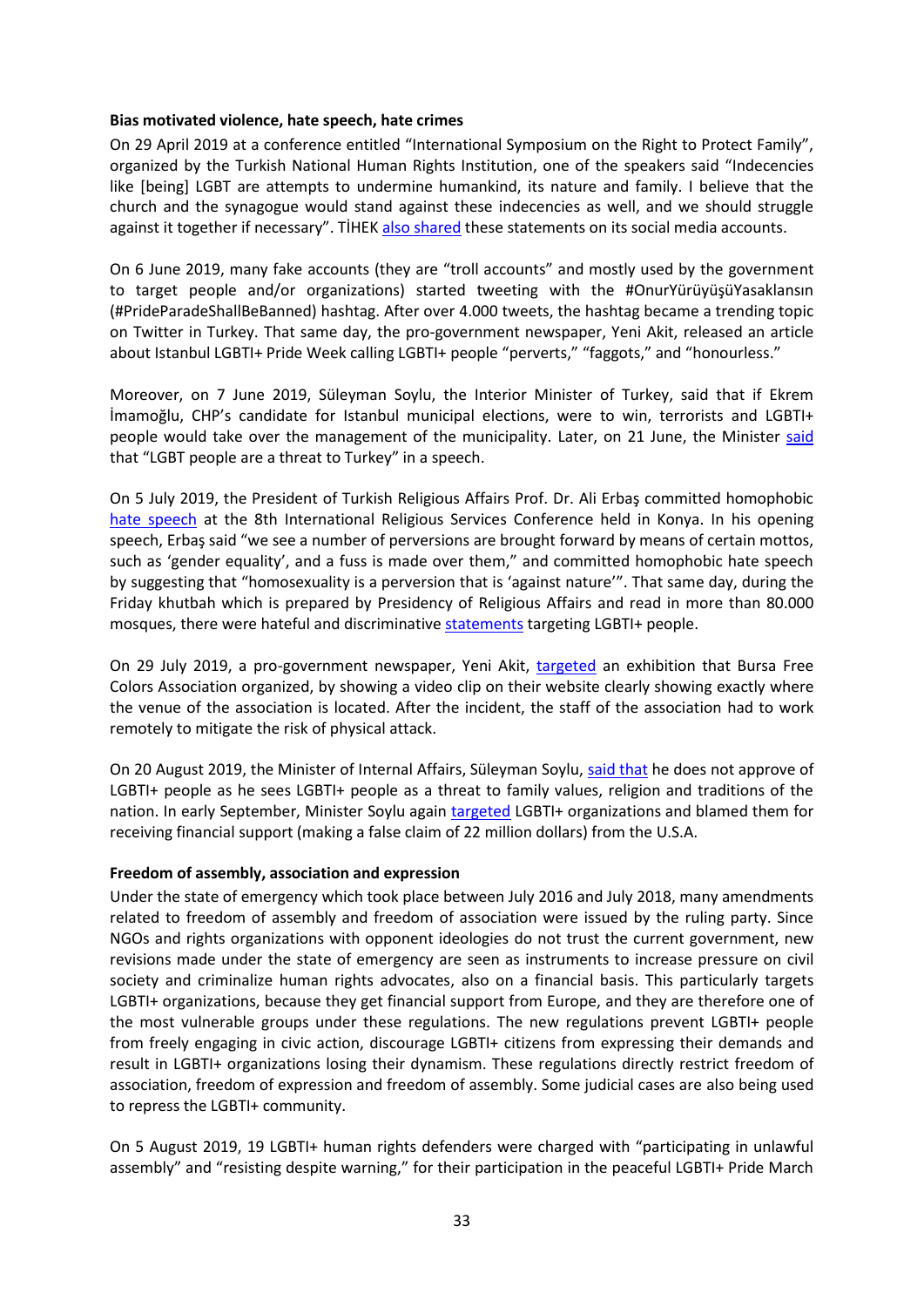**Bias motivated violence, hate speech, hate crimes**

On 29 April 2019 at a conference entitled "International Symposium on the Right to Protect Family", organized by the Turkish National Human Rights Institution, one of the speakers said "Indecencies like [being] LGBT are attempts to undermine humankind, its nature and family. I believe that the church and the synagogue would stand against these indecencies as well, and we should struggle against it together if necessary". TİHEK also shared these statements on its social media accounts.

On 6 June 2019, many fake accounts (they are "troll accounts" and mostly used by the government to target people and/or organizations) started tweeting with the #OnurYürüyüşüYasaklansın (#PrideParadeShallBeBanned) hashtag. After over 4.000 tweets, the hashtag became a trending topic on Twitter in Turkey. That same day, the pro-government newspaper, Yeni Akit, released an article about Istanbul LGBTI+ Pride Week calling LGBTI+ people "perverts," "faggots," and "honourless."

Moreover, on 7 June 2019, Süleyman Soylu, the Interior Minister of Turkey, said that if Ekrem İmamoğlu, CHP's candidate for Istanbul municipal elections, were to win, terrorists and LGBTI+ people would take over the management of the municipality. Later, on 21 June, the Minister said that "LGBT people are a threat to Turkey" in a speech.

On 5 July 2019, the President of Turkish Religious Affairs Prof. Dr. Ali Erbaş committed homophobic hate speech at the 8th International Religious Services Conference held in Konya. In his opening speech, Erbaş said "we see a number of perversions are brought forward by means of certain mottos, such as 'gender equality', and a fuss is made over them," and committed homophobic hate speech by suggesting that "homosexuality is a perversion that is 'against nature'". That same day, during the Friday khutbah which is prepared by Presidency of Religious Affairs and read in more than 80.000 mosques, there were hateful and discriminative statements targeting LGBTI+ people.

On 29 July 2019, a pro-government newspaper, Yeni Akit, targeted an exhibition that Bursa Free Colors Association organized, by showing a video clip on their website clearly showing exactly where the venue of the association is located. After the incident, the staff of the association had to work remotely to mitigate the risk of physical attack.

On 20 August 2019, the Minister of Internal Affairs, Süleyman Soylu, said that he does not approve of LGBTI+ people as he sees LGBTI+ people as a threat to family values, religion and traditions of the nation. In early September, Minister Soylu again targeted LGBTI+ organizations and blamed them for receiving financial support (making a false claim of 22 million dollars) from the U.S.A.

**Freedom of assembly, association and expression**

Under the state of emergency which took place between July 2016 and July 2018, many amendments related to freedom of assembly and freedom of association were issued by the ruling party. Since NGOs and rights organizations with opponent ideologies do not trust the current government, new revisions made under the state of emergency are seen as instruments to increase pressure on civil society and criminalize human rights advocates, also on a financial basis. This particularly targets LGBTI+ organizations, because they get financial support from Europe, and they are therefore one of the most vulnerable groups under these regulations. The new regulations prevent LGBTI+ people from freely engaging in civic action, discourage LGBTI+ citizens from expressing their demands and result in LGBTI+ organizations losing their dynamism. These regulations directly restrict freedom of association, freedom of expression and freedom of assembly. Some judicial cases are also being used to repress the LGBTI+ community.

On 5 August 2019, 19 LGBTI+ human rights defenders were charged with "participating in unlawful assembly" and "resisting despite warning," for their participation in the peaceful LGBTI+ Pride March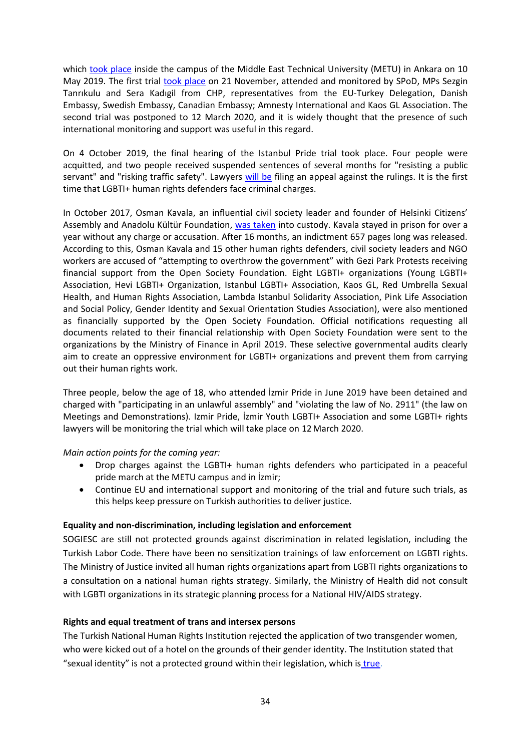which took place inside the campus of the Middle East Technical University (METU) in Ankara on 10 May 2019. The first trial took place on 21 November, attended and monitored by SPoD, MPs Sezgin Tanrıkulu and Sera Kadıgil from CHP, representatives from the EU-Turkey Delegation, Danish Embassy, Swedish Embassy, Canadian Embassy; Amnesty International and Kaos GL Association. The second trial was postponed to 12 March 2020, and it is widely thought that the presence of such international monitoring and support was useful in this regard.

On 4 October 2019, the final hearing of the Istanbul Pride trial took place. Four people were acquitted, and two people received suspended sentences of several months for "resisting a public servant" and "risking traffic safety". Lawyers will be filing an appeal against the rulings. It is the first time that LGBTI+ human rights defenders face criminal charges.

In October 2017, Osman Kavala, an influential civil society leader and founder of Helsinki Citizens' Assembly and Anadolu Kültür Foundation, was taken into custody. Kavala stayed in prison for over a year without any charge or accusation. After 16 months, an indictment 657 pages long was released. According to this, Osman Kavala and 15 other human rights defenders, civil society leaders and NGO workers are accused of "attempting to overthrow the government" with Gezi Park Protests receiving financial support from the Open Society Foundation. Eight LGBTI+ organizations (Young LGBTI+ Association, Hevi LGBTI+ Organization, Istanbul LGBTI+ Association, Kaos GL, Red Umbrella Sexual Health, and Human Rights Association, Lambda Istanbul Solidarity Association, Pink Life Association and Social Policy, Gender Identity and Sexual Orientation Studies Association), were also mentioned as financially supported by the Open Society Foundation. Official notifications requesting all documents related to their financial relationship with Open Society Foundation were sent to the organizations by the Ministry of Finance in April 2019. These selective governmental audits clearly aim to create an oppressive environment for LGBTI+ organizations and prevent them from carrying out their human rights work.

Three people, below the age of 18, who attended İzmir Pride in June 2019 have been detained and charged with "participating in an unlawful assembly" and "violating the law of No. 2911" (the law on Meetings and Demonstrations). Izmir Pride, İzmir Youth LGBTI+ Association and some LGBTI+ rights lawyers will be monitoring the trial which will take place on 12 March 2020.

*Main action points for the coming year:*

- Drop charges against the LGBTI+ human rights defenders who participated in a peaceful pride march at the METU campus and in İzmir;
- Continue EU and international support and monitoring of the trial and future such trials, as this helps keep pressure on Turkish authorities to deliver justice.

**Equality and non-discrimination, including legislation and enforcement**

SOGIESC are still not protected grounds against discrimination in related legislation, including the Turkish Labor Code. There have been no sensitization trainings of law enforcement on LGBTI rights. The Ministry of Justice invited all human rights organizations apart from LGBTI rights organizations to a consultation on a national human rights strategy. Similarly, the Ministry of Health did not consult with LGBTI organizations in its strategic planning process for a National HIV/AIDS strategy.

**Rights and equal treatment of trans and intersex persons**

The Turkish National Human Rights Institution rejected the application of two transgender women, who were kicked out of a hotel on the grounds of their gender identity. The Institution stated that "sexual identity" is not a protected ground within their legislation, which is true.